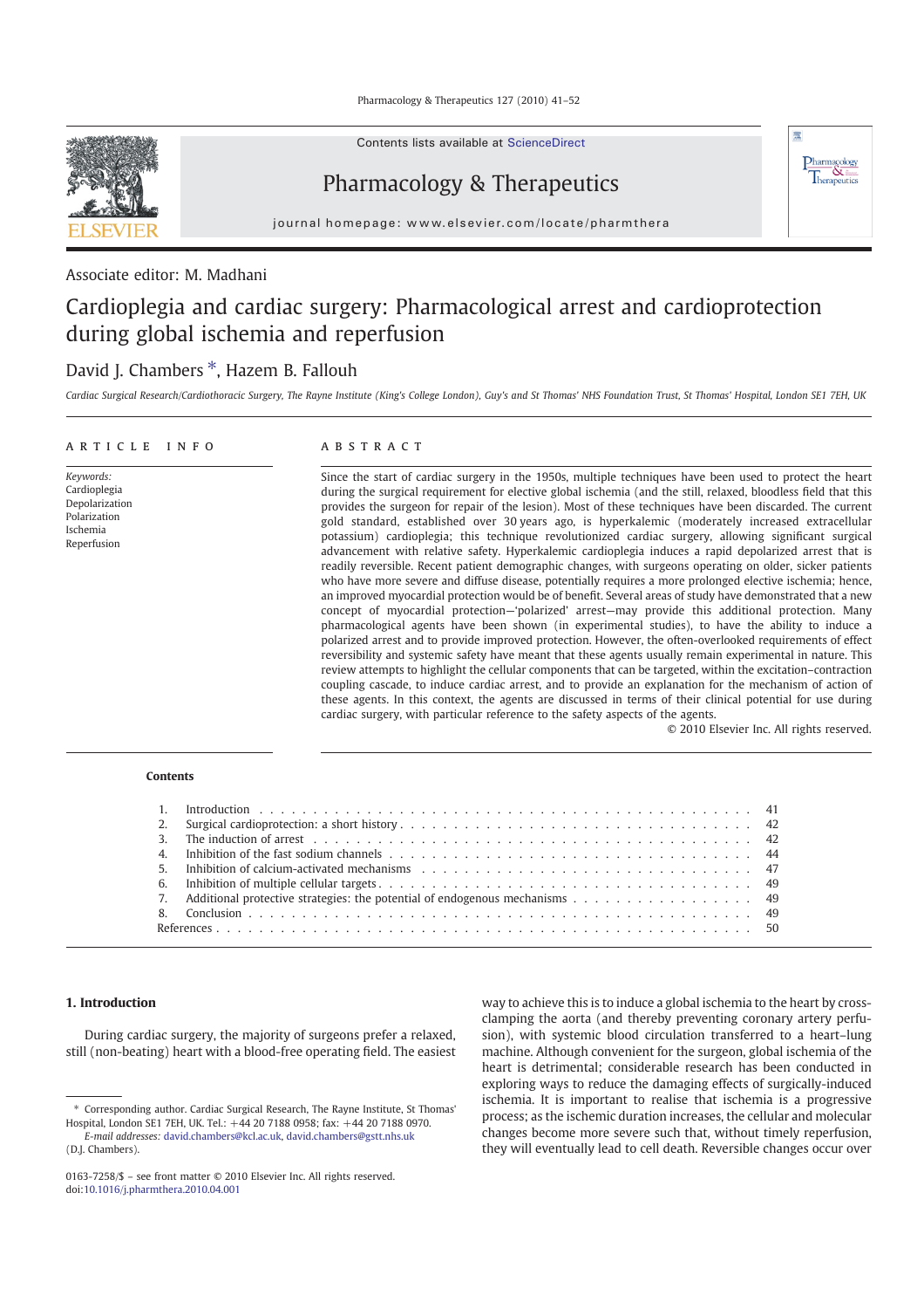Associate editor: M. Madhani

# Cardioplegia and cardiac surgery: Pharmacological arrest and cardioprotection during global ischemia and reperfusion

David J. Chambers *, Hazem B. Fallouh

*Cardiac Surgical Research/Cardiothoracic Surgery, The Rayne Institute (King's College London), Guy's and St Thomas' NHS Foundation Trust, St Thomas' Hospital, London SE1 7EH, UK*

## ARTICLE INFO

*Keywords:*
Cardioplegia
Depolarization
Polarization
Ischemia
Reperfusion

## ABSTRACT

Since the start of cardiac surgery in the 1950s, multiple techniques have been used to protect the heart during the surgical requirement for elective global ischemia (and the still, relaxed, bloodless field that this provides the surgeon for repair of the lesion). Most of these techniques have been discarded. The current gold standard, established over 30 years ago, is hyperkalemic (moderately increased extracellular potassium) cardioplegia; this technique revolutionized cardiac surgery, allowing significant surgical advancement with relative safety. Hyperkalemic cardioplegia induces a rapid depolarized arrest that is readily reversible. Recent patient demographic changes, with surgeons operating on older, sicker patients who have more severe and diffuse disease, potentially requires a more prolonged elective ischemia; hence, an improved myocardial protection would be of benefit. Several areas of study have demonstrated that a new concept of myocardial protection—'polarized' arrest—may provide this additional protection. Many pharmacological agents have been shown (in experimental studies), to have the ability to induce a polarized arrest and to provide improved protection. However, the often-overlooked requirements of effect reversibility and systemic safety have meant that these agents usually remain experimental in nature. This review attempts to highlight the cellular components that can be targeted, within the excitation–contraction coupling cascade, to induce cardiac arrest, and to provide an explanation for the mechanism of action of these agents. In this context, the agents are discussed in terms of their clinical potential for use during cardiac surgery, with particular reference to the safety aspects of the agents.

© 2010 Elsevier Inc. All rights reserved.

**Contents**

1. Introduction . . . 41
2. Surgical cardioprotection: a short history . . . 42
3. The induction of arrest . . . 42
4. Inhibition of the fast sodium channels . . . 44
5. Inhibition of calcium-activated mechanisms . . . 47
6. Inhibition of multiple cellular targets . . . 49
7. Additional protective strategies: the potential of endogenous mechanisms . . . 49
8. Conclusion . . . 49

References . . . 50

## 1. Introduction

During cardiac surgery, the majority of surgeons prefer a relaxed, still (non-beating) heart with a blood-free operating field. The easiest way to achieve this is to induce a global ischemia to the heart by cross-clamping the aorta (and thereby preventing coronary artery perfusion), with systemic blood circulation transferred to a heart–lung machine. Although convenient for the surgeon, global ischemia of the heart is detrimental; considerable research has been conducted in exploring ways to reduce the damaging effects of surgically-induced ischemia. It is important to realise that ischemia is a progressive process; as the ischemic duration increases, the cellular and molecular changes become more severe such that, without timely reperfusion, they will eventually lead to cell death. Reversible changes occur over

---

\* Corresponding author. Cardiac Surgical Research, The Rayne Institute, St Thomas' Hospital, London SE1 7EH, UK. Tel.: +44 20 7188 0958; fax: +44 20 7188 0970.
*E-mail addresses:* david.chambers@kcl.ac.uk, david.chambers@gstt.nhs.uk (D.J. Chambers).

0163-7258/$ – see front matter © 2010 Elsevier Inc. All rights reserved.
doi:10.1016/j.pharmthera.2010.04.001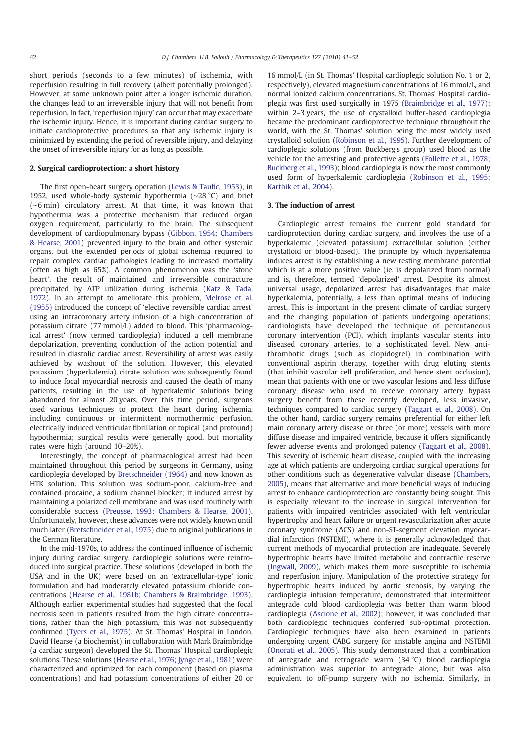short periods (seconds to a few minutes) of ischemia, with reperfusion resulting in full recovery (albeit potentially prolonged). However, at some unknown point after a longer ischemic duration, the changes lead to an irreversible injury that will not benefit from reperfusion. In fact, 'reperfusion injury' can occur that may exacerbate the ischemic injury. Hence, it is important during cardiac surgery to initiate cardioprotective procedures so that any ischemic injury is minimized by extending the period of reversible injury, and delaying the onset of irreversible injury for as long as possible.

## 2. Surgical cardioprotection: a short history

The first open-heart surgery operation (Lewis & Taufic, 1953), in 1952, used whole-body systemic hypothermia (~28 °C) and brief (~6 min) circulatory arrest. At that time, it was known that hypothermia was a protective mechanism that reduced organ oxygen requirement, particularly to the brain. The subsequent development of cardiopulmonary bypass (Gibbon, 1954; Chambers & Hearse, 2001) prevented injury to the brain and other systemic organs, but the extended periods of global ischemia required to repair complex cardiac pathologies leading to increased mortality (often as high as 65%). A common phenomenon was the 'stone heart', the result of maintained and irreversible contracture precipitated by ATP utilization during ischemia (Katz & Tada, 1972). In an attempt to ameliorate this problem, Melrose et al. (1955) introduced the concept of 'elective reversible cardiac arrest' using an intracoronary artery infusion of a high concentration of potassium citrate (77 mmol/L) added to blood. This 'pharmacological arrest' (now termed cardioplegia) induced a cell membrane depolarization, preventing conduction of the action potential and resulted in diastolic cardiac arrest. Reversibility of arrest was easily achieved by washout of the solution. However, this elevated potassium (hyperkalemia) citrate solution was subsequently found to induce focal myocardial necrosis and caused the death of many patients, resulting in the use of hyperkalemic solutions being abandoned for almost 20 years. Over this time period, surgeons used various techniques to protect the heart during ischemia, including continuous or intermittent normothermic perfusion, electrically induced ventricular fibrillation or topical (and profound) hypothermia; surgical results were generally good, but mortality rates were high (around 10–20%).

Interestingly, the concept of pharmacological arrest had been maintained throughout this period by surgeons in Germany, using cardioplegia developed by Bretschneider (1964) and now known as HTK solution. This solution was sodium-poor, calcium-free and contained procaine, a sodium channel blocker; it induced arrest by maintaining a polarized cell membrane and was used routinely with considerable success (Preusse, 1993; Chambers & Hearse, 2001). Unfortunately, however, these advances were not widely known until much later (Bretschneider et al., 1975) due to original publications in the German literature.

In the mid-1970s, to address the continued influence of ischemic injury during cardiac surgery, cardioplegic solutions were reintroduced into surgical practice. These solutions (developed in both the USA and in the UK) were based on an 'extracellular-type' ionic formulation and had moderately elevated potassium chloride concentrations (Hearse et al., 1981b; Chambers & Braimbridge, 1993). Although earlier experimental studies had suggested that the focal necrosis seen in patients resulted from the high citrate concentrations, rather than the high potassium, this was not subsequently confirmed (Tyers et al., 1975). At St. Thomas' Hospital in London, David Hearse (a biochemist) in collaboration with Mark Braimbridge (a cardiac surgeon) developed the St. Thomas' Hospital cardioplegic solutions. These solutions (Hearse et al., 1976; Jynge et al., 1981) were characterized and optimized for each component (based on plasma concentrations) and had potassium concentrations of either 20 or 16 mmol/L (in St. Thomas' Hospital cardioplegic solution No. 1 or 2, respectively), elevated magnesium concentrations of 16 mmol/L, and normal ionized calcium concentrations. St. Thomas' Hospital cardioplegia was first used surgically in 1975 (Braimbridge et al., 1977); within 2–3 years, the use of crystalloid buffer-based cardioplegia became the predominant cardioprotective technique throughout the world, with the St. Thomas' solution being the most widely used crystalloid solution (Robinson et al., 1995). Further development of cardioplegic solutions (from Buckberg's group) used blood as the vehicle for the arresting and protective agents (Follette et al., 1978; Buckberg et al., 1993); blood cardioplegia is now the most commonly used form of hyperkalemic cardioplegia (Robinson et al., 1995; Karthik et al., 2004).

## 3. The induction of arrest

Cardioplegic arrest remains the current gold standard for cardioprotection during cardiac surgery, and involves the use of a hyperkalemic (elevated potassium) extracellular solution (either crystalloid or blood-based). The principle by which hyperkalemia induces arrest is by establishing a new resting membrane potential which is at a more positive value (ie. is depolarized from normal) and is, therefore, termed 'depolarized' arrest. Despite its almost universal usage, depolarized arrest has disadvantages that make hyperkalemia, potentially, a less than optimal means of inducing arrest. This is important in the present climate of cardiac surgery and the changing population of patients undergoing operations; cardiologists have developed the technique of percutaneous coronary intervention (PCI), which implants vascular stents into diseased coronary arteries, to a sophisticated level. New anti-thrombotic drugs (such as clopidogrel) in combination with conventional aspirin therapy, together with drug eluting stents (that inhibit vascular cell proliferation, and hence stent occlusion), mean that patients with one or two vascular lesions and less diffuse coronary disease who used to receive coronary artery bypass surgery benefit from these recently developed, less invasive, techniques compared to cardiac surgery (Taggart et al., 2008). On the other hand, cardiac surgery remains preferential for either left main coronary artery disease or three (or more) vessels with more diffuse disease and impaired ventricle, because it offers significantly fewer adverse events and prolonged patency (Taggart et al., 2008). This severity of ischemic heart disease, coupled with the increasing age at which patients are undergoing cardiac surgical operations for other conditions such as degenerative valvular disease (Chambers, 2005), means that alternative and more beneficial ways of inducing arrest to enhance cardioprotection are constantly being sought. This is especially relevant to the increase in surgical intervention for patients with impaired ventricles associated with left ventricular hypertrophy and heart failure or urgent revascularization after acute coronary syndrome (ACS) and non-ST-segment elevation myocardial infarction (NSTEMI), where it is generally acknowledged that current methods of myocardial protection are inadequate. Severely hypertrophic hearts have limited metabolic and contractile reserve (Ingwall, 2009), which makes them more susceptible to ischemia and reperfusion injury. Manipulation of the protective strategy for hypertrophic hearts induced by aortic stenosis, by varying the cardioplegia infusion temperature, demonstrated that intermittent antegrade cold blood cardioplegia was better than warm blood cardioplegia (Ascione et al., 2002); however, it was concluded that both cardioplegic techniques conferred sub-optimal protection. Cardioplegic techniques have also been examined in patients undergoing urgent CABG surgery for unstable angina and NSTEMI (Onorati et al., 2005). This study demonstrated that a combination of antegrade and retrograde warm (34 °C) blood cardioplegia administration was superior to antegrade alone, but was also equivalent to off-pump surgery with no ischemia. Similarly, in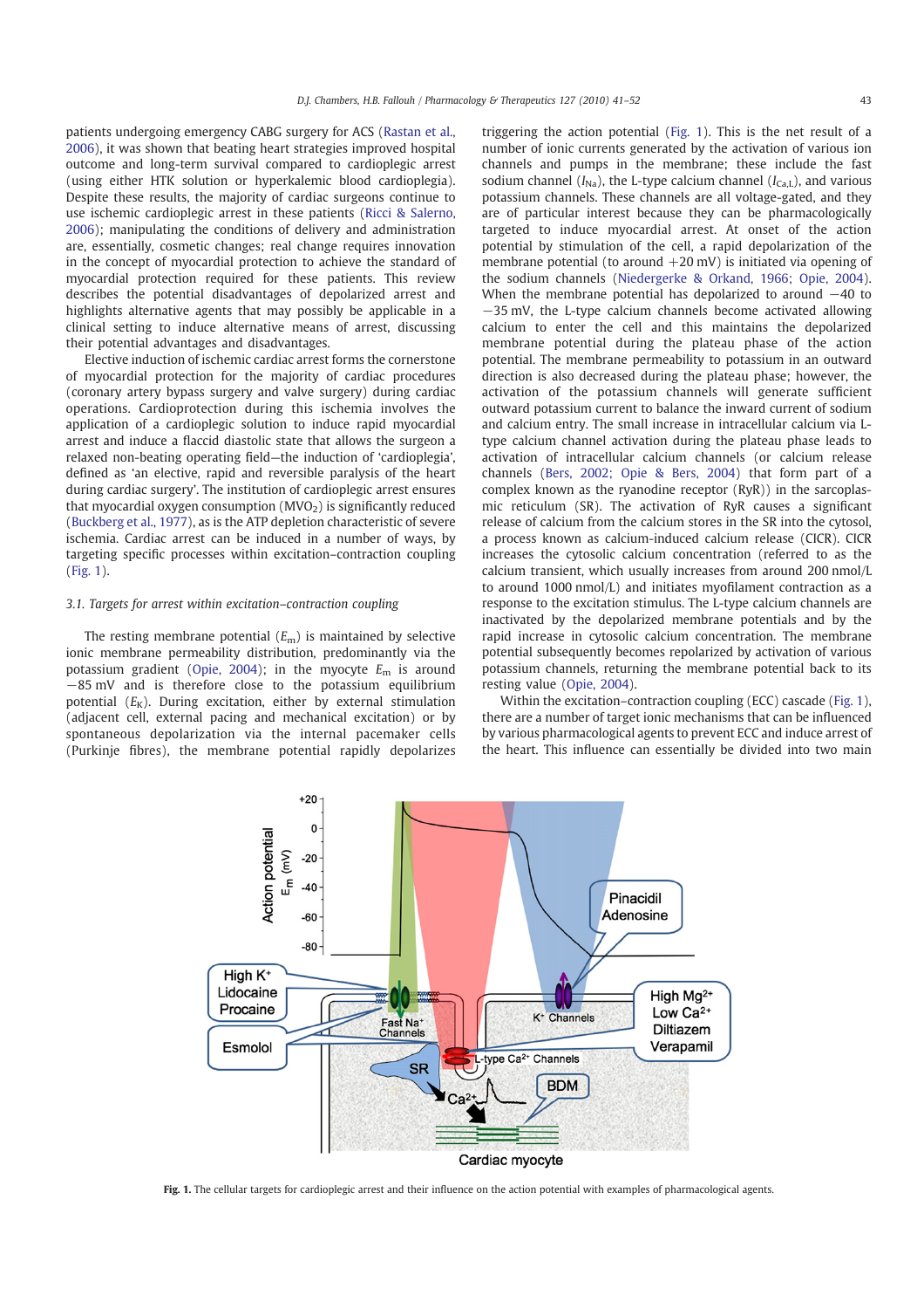patients undergoing emergency CABG surgery for ACS (Rastan et al., 2006), it was shown that beating heart strategies improved hospital outcome and long-term survival compared to cardioplegic arrest (using either HTK solution or hyperkalemic blood cardioplegia). Despite these results, the majority of cardiac surgeons continue to use ischemic cardioplegic arrest in these patients (Ricci & Salerno, 2006); manipulating the conditions of delivery and administration are, essentially, cosmetic changes; real change requires innovation in the concept of myocardial protection to achieve the standard of myocardial protection required for these patients. This review describes the potential disadvantages of depolarized arrest and highlights alternative agents that may possibly be applicable in a clinical setting to induce alternative means of arrest, discussing their potential advantages and disadvantages.

Elective induction of ischemic cardiac arrest forms the cornerstone of myocardial protection for the majority of cardiac procedures (coronary artery bypass surgery and valve surgery) during cardiac operations. Cardioprotection during this ischemia involves the application of a cardioplegic solution to induce rapid myocardial arrest and induce a flaccid diastolic state that allows the surgeon a relaxed non-beating operating field—the induction of 'cardioplegia', defined as 'an elective, rapid and reversible paralysis of the heart during cardiac surgery'. The institution of cardioplegic arrest ensures that myocardial oxygen consumption ($MVO_2$) is significantly reduced (Buckberg et al., 1977), as is the ATP depletion characteristic of severe ischemia. Cardiac arrest can be induced in a number of ways, by targeting specific processes within excitation–contraction coupling (Fig. 1).

### 3.1. Targets for arrest within excitation–contraction coupling

The resting membrane potential ($E_m$) is maintained by selective ionic membrane permeability distribution, predominantly via the potassium gradient (Opie, 2004); in the myocyte $E_m$ is around −85 mV and is therefore close to the potassium equilibrium potential ($E_K$). During excitation, either by external stimulation (adjacent cell, external pacing and mechanical excitation) or by spontaneous depolarization via the internal pacemaker cells (Purkinje fibres), the membrane potential rapidly depolarizes triggering the action potential (Fig. 1). This is the net result of a number of ionic currents generated by the activation of various ion channels and pumps in the membrane; these include the fast sodium channel ($I_{Na}$), the L-type calcium channel ($I_{Ca,L}$), and various potassium channels. These channels are all voltage-gated, and they are of particular interest because they can be pharmacologically targeted to induce myocardial arrest. At onset of the action potential by stimulation of the cell, a rapid depolarization of the membrane potential (to around +20 mV) is initiated via opening of the sodium channels (Niedergerke & Orkand, 1966; Opie, 2004). When the membrane potential has depolarized to around −40 to −35 mV, the L-type calcium channels become activated allowing calcium to enter the cell and this maintains the depolarized membrane potential during the plateau phase of the action potential. The membrane permeability to potassium in an outward direction is also decreased during the plateau phase; however, the activation of the potassium channels will generate sufficient outward potassium current to balance the inward current of sodium and calcium entry. The small increase in intracellular calcium via L-type calcium channel activation during the plateau phase leads to activation of intracellular calcium channels (or calcium release channels (Bers, 2002; Opie & Bers, 2004) that form part of a complex known as the ryanodine receptor (RyR)) in the sarcoplasmic reticulum (SR). The activation of RyR causes a significant release of calcium from the calcium stores in the SR into the cytosol, a process known as calcium-induced calcium release (CICR). CICR increases the cytosolic calcium concentration (referred to as the calcium transient, which usually increases from around 200 nmol/L to around 1000 nmol/L) and initiates myofilament contraction as a response to the excitation stimulus. The L-type calcium channels are inactivated by the depolarized membrane potentials and by the rapid increase in cytosolic calcium concentration. The membrane potential subsequently becomes repolarized by activation of various potassium channels, returning the membrane potential back to its resting value (Opie, 2004).

Within the excitation–contraction coupling (ECC) cascade (Fig. 1), there are a number of target ionic mechanisms that can be influenced by various pharmacological agents to prevent ECC and induce arrest of the heart. This influence can essentially be divided into two main

Action potential
$E_m$ (mV)
+20
0
-20
-40
-60
-80

Pinacidil
Adenosine

High K⁺
Lidocaine
Procaine

Esmolol

Fast Na⁺ Channels

K⁺ Channels

High Mg²⁺
Low Ca²⁺
Diltiazem
Verapamil

L-type Ca²⁺ Channels

SR

Ca²⁺

BDM

Cardiac myocyte

**Fig. 1.** The cellular targets for cardioplegic arrest and their influence on the action potential with examples of pharmacological agents.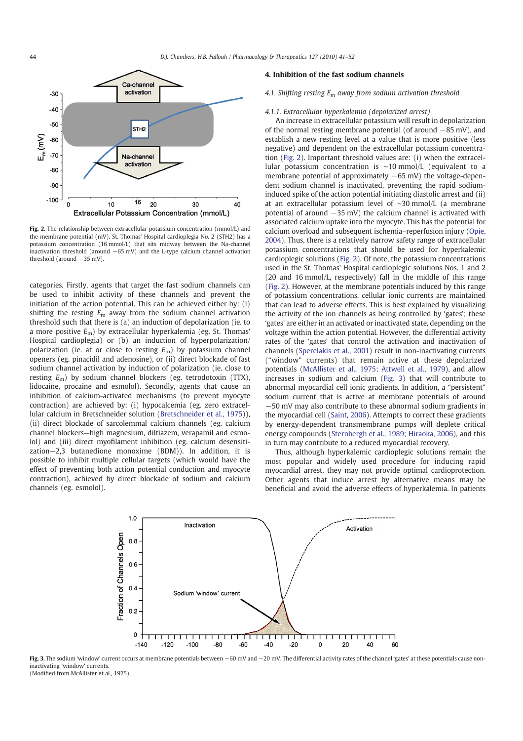Ca-channel activation

STH2

Na-channel activation

-30
-40
-50
-60
-70
-80
-90
-100

$E_m$ (mV)

0 10 16 20 30 40

Extracellular Potassium Concentration (mmol/L)

**Fig. 2.** The relationship between extracellular potassium concentration (mmol/L) and the membrane potential (mV). St. Thomas' Hospital cardioplegia No. 2 (STH2) has a potassium concentration (16 mmol/L) that sits midway between the Na-channel inactivation threshold (around −65 mV) and the L-type calcium channel activation threshold (around −35 mV).

categories. Firstly, agents that target the fast sodium channels can be used to inhibit activity of these channels and prevent the initiation of the action potential. This can be achieved either by: (i) shifting the resting $E_m$ away from the sodium channel activation threshold such that there is (a) an induction of depolarization (ie. to a more positive $E_m$) by extracellular hyperkalemia (eg. St. Thomas' Hospital cardioplegia) or (b) an induction of hyperpolarization/polarization (ie. at or close to resting $E_m$) by potassium channel openers (eg. pinacidil and adenosine), or (ii) direct blockade of fast sodium channel activation by induction of polarization (ie. close to resting $E_m$) by sodium channel blockers (eg. tetrodotoxin (TTX), lidocaine, procaine and esmolol). Secondly, agents that cause an inhibition of calcium-activated mechanisms (to prevent myocyte contraction) are achieved by: (i) hypocalcemia (eg. zero extracellular calcium in Bretschneider solution (Bretschneider et al., 1975)), (ii) direct blockade of sarcolemmal calcium channels (eg. calcium channel blockers—high magnesium, diltiazem, verapamil and esmolol) and (iii) direct myofilament inhibition (eg. calcium desensitization—2,3 butanedione monoxime (BDM)). In addition, it is possible to inhibit multiple cellular targets (which would have the effect of preventing both action potential conduction and myocyte contraction), achieved by direct blockade of sodium and calcium channels (eg. esmolol).

## 4. Inhibition of the fast sodium channels

### *4.1. Shifting resting $E_m$ away from sodium activation threshold*

#### *4.1.1. Extracellular hyperkalemia (depolarized arrest)*

An increase in extracellular potassium will result in depolarization of the normal resting membrane potential (of around −85 mV), and establish a new resting level at a value that is more positive (less negative) and dependent on the extracellular potassium concentration (Fig. 2). Important threshold values are: (i) when the extracellular potassium concentration is ~10 mmol/L (equivalent to a membrane potential of approximately −65 mV) the voltage-dependent sodium channel is inactivated, preventing the rapid sodium-induced spike of the action potential initiating diastolic arrest and (ii) at an extracellular potassium level of ~30 mmol/L (a membrane potential of around −35 mV) the calcium channel is activated with associated calcium uptake into the myocyte. This has the potential for calcium overload and subsequent ischemia–reperfusion injury (Opie, 2004). Thus, there is a relatively narrow safety range of extracellular potassium concentrations that should be used for hyperkalemic cardioplegic solutions (Fig. 2). Of note, the potassium concentrations used in the St. Thomas' Hospital cardioplegic solutions Nos. 1 and 2 (20 and 16 mmol/L, respectively) fall in the middle of this range (Fig. 2). However, at the membrane potentials induced by this range of potassium concentrations, cellular ionic currents are maintained that can lead to adverse effects. This is best explained by visualizing the activity of the ion channels as being controlled by 'gates'; these 'gates' are either in an activated or inactivated state, depending on the voltage within the action potential. However, the differential activity rates of the 'gates' that control the activation and inactivation of channels (Sperelakis et al., 2001) result in non-inactivating currents ("window" currents) that remain active at these depolarized potentials (McAllister et al., 1975; Attwell et al., 1979), and allow increases in sodium and calcium (Fig. 3) that will contribute to abnormal myocardial cell ionic gradients. In addition, a "persistent" sodium current that is active at membrane potentials of around −50 mV may also contribute to these abnormal sodium gradients in the myocardial cell (Saint, 2006). Attempts to correct these gradients by energy-dependent transmembrane pumps will deplete critical energy compounds (Sternbergh et al., 1989; Hiraoka, 2006), and this in turn may contribute to a reduced myocardial recovery.

Thus, although hyperkalemic cardioplegic solutions remain the most popular and widely used procedure for inducing rapid myocardial arrest, they may not provide optimal cardioprotection. Other agents that induce arrest by alternative means may be beneficial and avoid the adverse effects of hyperkalemia. In patients

1.0
0.8
0.6
0.4
0.2
0

Fraction of Channels Open

Inactivation

Activation

Sodium 'window' current

-140 -120 -100 -80 -60 -40 -20 0 20 40 60

**Fig. 3.** The sodium 'window' current occurs at membrane potentials between −60 mV and −20 mV. The differential activity rates of the channel 'gates' at these potentials cause non-inactivating 'window' currents.
(Modified from McAllister et al., 1975).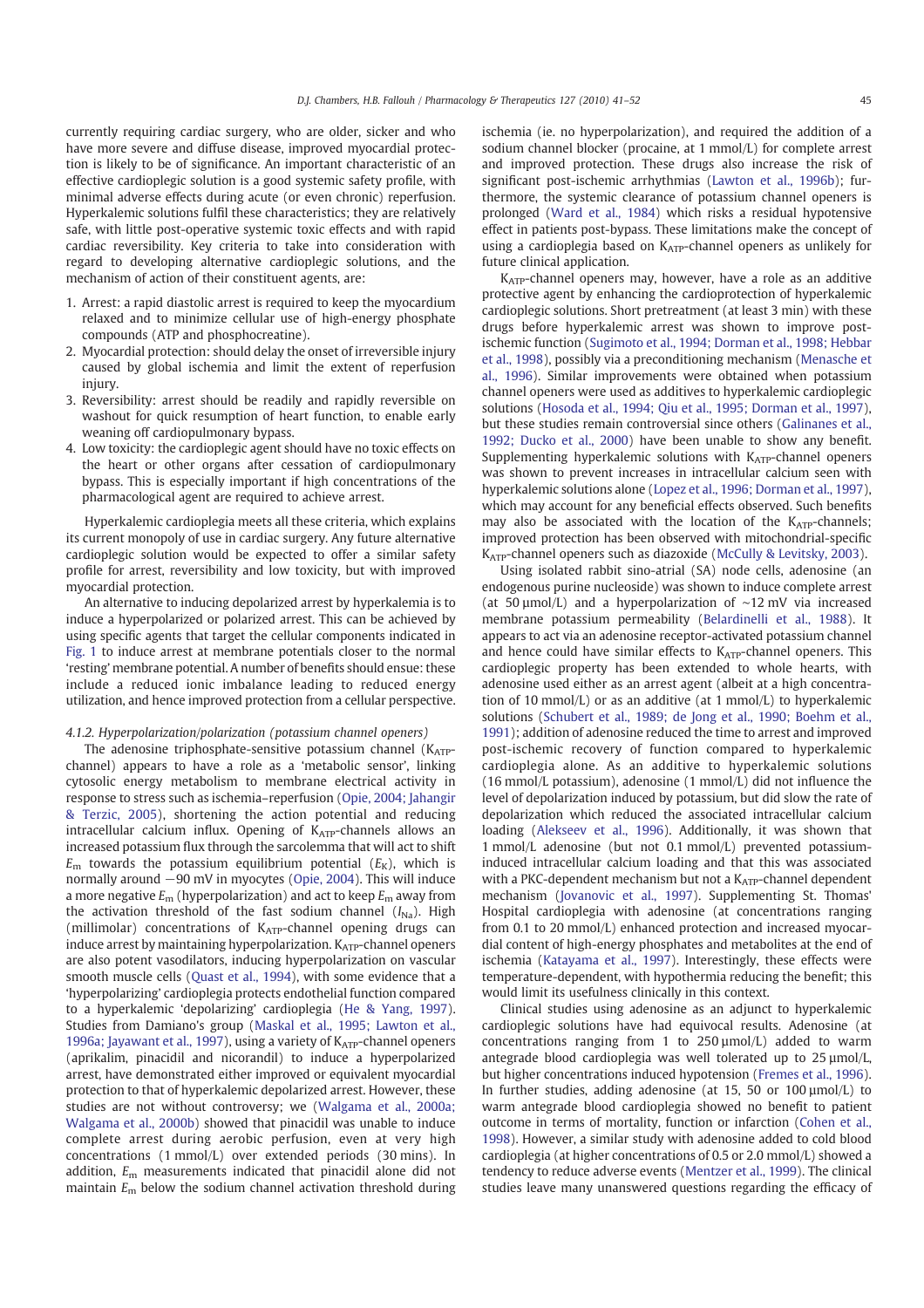currently requiring cardiac surgery, who are older, sicker and who have more severe and diffuse disease, improved myocardial protection is likely to be of significance. An important characteristic of an effective cardioplegic solution is a good systemic safety profile, with minimal adverse effects during acute (or even chronic) reperfusion. Hyperkalemic solutions fulfil these characteristics; they are relatively safe, with little post-operative systemic toxic effects and with rapid cardiac reversibility. Key criteria to take into consideration with regard to developing alternative cardioplegic solutions, and the mechanism of action of their constituent agents, are:

1. Arrest: a rapid diastolic arrest is required to keep the myocardium relaxed and to minimize cellular use of high-energy phosphate compounds (ATP and phosphocreatine).
2. Myocardial protection: should delay the onset of irreversible injury caused by global ischemia and limit the extent of reperfusion injury.
3. Reversibility: arrest should be readily and rapidly reversible on washout for quick resumption of heart function, to enable early weaning off cardiopulmonary bypass.
4. Low toxicity: the cardioplegic agent should have no toxic effects on the heart or other organs after cessation of cardiopulmonary bypass. This is especially important if high concentrations of the pharmacological agent are required to achieve arrest.

Hyperkalemic cardioplegia meets all these criteria, which explains its current monopoly of use in cardiac surgery. Any future alternative cardioplegic solution would be expected to offer a similar safety profile for arrest, reversibility and low toxicity, but with improved myocardial protection.

An alternative to inducing depolarized arrest by hyperkalemia is to induce a hyperpolarized or polarized arrest. This can be achieved by using specific agents that target the cellular components indicated in Fig. 1 to induce arrest at membrane potentials closer to the normal 'resting' membrane potential. A number of benefits should ensue: these include a reduced ionic imbalance leading to reduced energy utilization, and hence improved protection from a cellular perspective.

#### 4.1.2. Hyperpolarization/polarization (potassium channel openers)

The adenosine triphosphate-sensitive potassium channel ($K_{ATP}$-channel) appears to have a role as a 'metabolic sensor', linking cytosolic energy metabolism to membrane electrical activity in response to stress such as ischemia–reperfusion (Opie, 2004; Jahangir & Terzic, 2005), shortening the action potential and reducing intracellular calcium influx. Opening of $K_{ATP}$-channels allows an increased potassium flux through the sarcolemma that will act to shift $E_m$ towards the potassium equilibrium potential ($E_K$), which is normally around −90 mV in myocytes (Opie, 2004). This will induce a more negative $E_m$ (hyperpolarization) and act to keep $E_m$ away from the activation threshold of the fast sodium channel ($I_{Na}$). High (millimolar) concentrations of $K_{ATP}$-channel opening drugs can induce arrest by maintaining hyperpolarization. $K_{ATP}$-channel openers are also potent vasodilators, inducing hyperpolarization on vascular smooth muscle cells (Quast et al., 1994), with some evidence that a 'hyperpolarizing' cardioplegia protects endothelial function compared to a hyperkalemic 'depolarizing' cardioplegia (He & Yang, 1997). Studies from Damiano's group (Maskal et al., 1995; Lawton et al., 1996a; Jayawant et al., 1997), using a variety of $K_{ATP}$-channel openers (aprikalim, pinacidil and nicorandil) to induce a hyperpolarized arrest, have demonstrated either improved or equivalent myocardial protection to that of hyperkalemic depolarized arrest. However, these studies are not without controversy; we (Walgama et al., 2000a; Walgama et al., 2000b) showed that pinacidil was unable to induce complete arrest during aerobic perfusion, even at very high concentrations (1 mmol/L) over extended periods (30 mins). In addition, $E_m$ measurements indicated that pinacidil alone did not maintain $E_m$ below the sodium channel activation threshold during ischemia (ie. no hyperpolarization), and required the addition of a sodium channel blocker (procaine, at 1 mmol/L) for complete arrest and improved protection. These drugs also increase the risk of significant post-ischemic arrhythmias (Lawton et al., 1996b); furthermore, the systemic clearance of potassium channel openers is prolonged (Ward et al., 1984) which risks a residual hypotensive effect in patients post-bypass. These limitations make the concept of using a cardioplegia based on $K_{ATP}$-channel openers as unlikely for future clinical application.

$K_{ATP}$-channel openers may, however, have a role as an additive protective agent by enhancing the cardioprotection of hyperkalemic cardioplegic solutions. Short pretreatment (at least 3 min) with these drugs before hyperkalemic arrest was shown to improve post-ischemic function (Sugimoto et al., 1994; Dorman et al., 1998; Hebbar et al., 1998), possibly via a preconditioning mechanism (Menasche et al., 1996). Similar improvements were obtained when potassium channel openers were used as additives to hyperkalemic cardioplegic solutions (Hosoda et al., 1994; Qiu et al., 1995; Dorman et al., 1997), but these studies remain controversial since others (Galinanes et al., 1992; Ducko et al., 2000) have been unable to show any benefit. Supplementing hyperkalemic solutions with $K_{ATP}$-channel openers was shown to prevent increases in intracellular calcium seen with hyperkalemic solutions alone (Lopez et al., 1996; Dorman et al., 1997), which may account for any beneficial effects observed. Such benefits may also be associated with the location of the $K_{ATP}$-channels; improved protection has been observed with mitochondrial-specific $K_{ATP}$-channel openers such as diazoxide (McCully & Levitsky, 2003).

Using isolated rabbit sino-atrial (SA) node cells, adenosine (an endogenous purine nucleoside) was shown to induce complete arrest (at 50 μmol/L) and a hyperpolarization of ~12 mV via increased membrane potassium permeability (Belardinelli et al., 1988). It appears to act via an adenosine receptor-activated potassium channel and hence could have similar effects to $K_{ATP}$-channel openers. This cardioplegic property has been extended to whole hearts, with adenosine used either as an arrest agent (albeit at a high concentration of 10 mmol/L) or as an additive (at 1 mmol/L) to hyperkalemic solutions (Schubert et al., 1989; de Jong et al., 1990; Boehm et al., 1991); addition of adenosine reduced the time to arrest and improved post-ischemic recovery of function compared to hyperkalemic cardioplegia alone. As an additive to hyperkalemic solutions (16 mmol/L potassium), adenosine (1 mmol/L) did not influence the level of depolarization induced by potassium, but did slow the rate of depolarization which reduced the associated intracellular calcium loading (Alekseev et al., 1996). Additionally, it was shown that 1 mmol/L adenosine (but not 0.1 mmol/L) prevented potassium-induced intracellular calcium loading and that this was associated with a PKC-dependent mechanism but not a $K_{ATP}$-channel dependent mechanism (Jovanovic et al., 1997). Supplementing St. Thomas' Hospital cardioplegia with adenosine (at concentrations ranging from 0.1 to 20 mmol/L) enhanced protection and increased myocardial content of high-energy phosphates and metabolites at the end of ischemia (Katayama et al., 1997). Interestingly, these effects were temperature-dependent, with hypothermia reducing the benefit; this would limit its usefulness clinically in this context.

Clinical studies using adenosine as an adjunct to hyperkalemic cardioplegic solutions have had equivocal results. Adenosine (at concentrations ranging from 1 to 250 μmol/L) added to warm antegrade blood cardioplegia was well tolerated up to 25 μmol/L, but higher concentrations induced hypotension (Fremes et al., 1996). In further studies, adding adenosine (at 15, 50 or 100 μmol/L) to warm antegrade blood cardioplegia showed no benefit to patient outcome in terms of mortality, function or infarction (Cohen et al., 1998). However, a similar study with adenosine added to cold blood cardioplegia (at higher concentrations of 0.5 or 2.0 mmol/L) showed a tendency to reduce adverse events (Mentzer et al., 1999). The clinical studies leave many unanswered questions regarding the efficacy of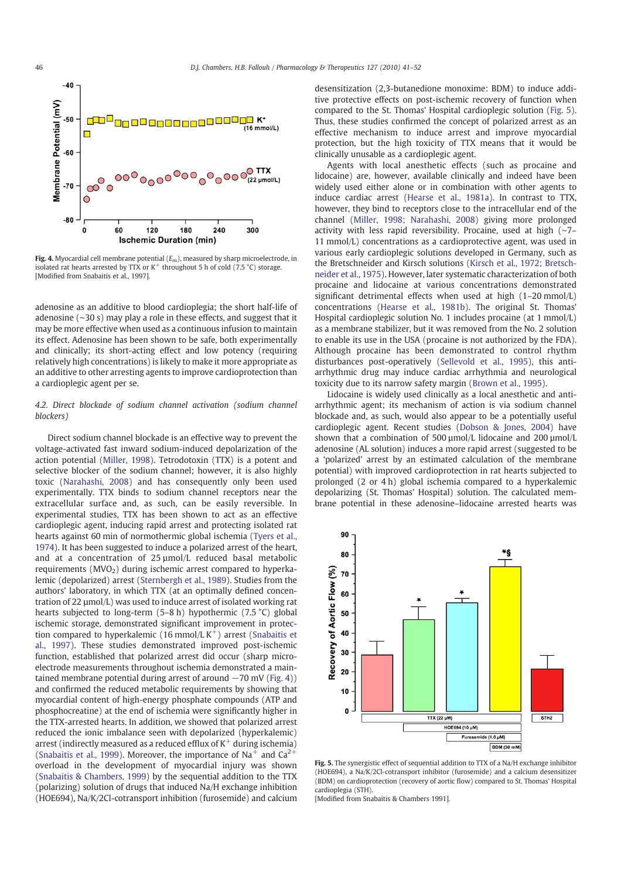-40

-50

-60

-70

-80

Membrane Potential (mV)

0 60 120 180 240 300

Ischemic Duration (min)

$K^+$ (16 mmol/L)

TTX (22 µmol/L)

**Fig. 4.** Myocardial cell membrane potential ($E_m$), measured by sharp microelectrode, in isolated rat hearts arrested by TTX or $K^+$ throughout 5 h of cold (7.5 °C) storage. [Modified from Snabaitis et al., 1997].

adenosine as an additive to blood cardioplegia; the short half-life of adenosine (~30 s) may play a role in these effects, and suggest that it may be more effective when used as a continuous infusion to maintain its effect. Adenosine has been shown to be safe, both experimentally and clinically; its short-acting effect and low potency (requiring relatively high concentrations) is likely to make it more appropriate as an additive to other arresting agents to improve cardioprotection than a cardioplegic agent per se.

### 4.2. Direct blockade of sodium channel activation (sodium channel blockers)

Direct sodium channel blockade is an effective way to prevent the voltage-activated fast inward sodium-induced depolarization of the action potential (Miller, 1998). Tetrodotoxin (TTX) is a potent and selective blocker of the sodium channel; however, it is also highly toxic (Narahashi, 2008) and has consequently only been used experimentally. TTX binds to sodium channel receptors near the extracellular surface and, as such, can be easily reversible. In experimental studies, TTX has been shown to act as an effective cardioplegic agent, inducing rapid arrest and protecting isolated rat hearts against 60 min of normothermic global ischemia (Tyers et al., 1974). It has been suggested to induce a polarized arrest of the heart, and at a concentration of 25 µmol/L reduced basal metabolic requirements ($MVO_2$) during ischemic arrest compared to hyperkalemic (depolarized) arrest (Sternbergh et al., 1989). Studies from the authors' laboratory, in which TTX (at an optimally defined concentration of 22 µmol/L) was used to induce arrest of isolated working rat hearts subjected to long-term (5–8 h) hypothermic (7.5 °C) global ischemic storage, demonstrated significant improvement in protection compared to hyperkalemic (16 mmol/L $K^+$) arrest (Snabaitis et al., 1997). These studies demonstrated improved post-ischemic function, established that polarized arrest did occur (sharp microelectrode measurements throughout ischemia demonstrated a maintained membrane potential during arrest of around −70 mV (Fig. 4)) and confirmed the reduced metabolic requirements by showing that myocardial content of high-energy phosphate compounds (ATP and phosphocreatine) at the end of ischemia were significantly higher in the TTX-arrested hearts. In addition, we showed that polarized arrest reduced the ionic imbalance seen with depolarized (hyperkalemic) arrest (indirectly measured as a reduced efflux of $K^+$ during ischemia) (Snabaitis et al., 1999). Moreover, the importance of $Na^+$ and $Ca^{2+}$ overload in the development of myocardial injury was shown (Snabaitis & Chambers, 1999) by the sequential addition to the TTX (polarizing) solution of drugs that induced Na/H exchange inhibition (HOE694), Na/K/2Cl-cotransport inhibition (furosemide) and calcium desensitization (2,3-butanedione monoxime: BDM) to induce additive protective effects on post-ischemic recovery of function when compared to the St. Thomas' Hospital cardioplegic solution (Fig. 5). Thus, these studies confirmed the concept of polarized arrest as an effective mechanism to induce arrest and improve myocardial protection, but the high toxicity of TTX means that it would be clinically unusable as a cardioplegic agent.

Agents with local anesthetic effects (such as procaine and lidocaine) are, however, available clinically and indeed have been widely used either alone or in combination with other agents to induce cardiac arrest (Hearse et al., 1981a). In contrast to TTX, however, they bind to receptors close to the intracellular end of the channel (Miller, 1998; Narahashi, 2008) giving more prolonged activity with less rapid reversibility. Procaine, used at high (~7–11 mmol/L) concentrations as a cardioprotective agent, was used in various early cardioplegic solutions developed in Germany, such as the Bretschneider and Kirsch solutions (Kirsch et al., 1972; Bretschneider et al., 1975). However, later systematic characterization of both procaine and lidocaine at various concentrations demonstrated significant detrimental effects when used at high (1–20 mmol/L) concentrations (Hearse et al., 1981b). The original St. Thomas' Hospital cardioplegic solution No. 1 includes procaine (at 1 mmol/L) as a membrane stabilizer, but it was removed from the No. 2 solution to enable its use in the USA (procaine is not authorized by the FDA). Although procaine has been demonstrated to control rhythm disturbances post-operatively (Sellevold et al., 1995), this antiarrhythmic drug may induce cardiac arrhythmia and neurological toxicity due to its narrow safety margin (Brown et al., 1995).

Lidocaine is widely used clinically as a local anesthetic and antiarrhythmic agent; its mechanism of action is via sodium channel blockade and, as such, would also appear to be a potentially useful cardioplegic agent. Recent studies (Dobson & Jones, 2004) have shown that a combination of 500 µmol/L lidocaine and 200 µmol/L adenosine (AL solution) induces a more rapid arrest (suggested to be a 'polarized' arrest by an estimated calculation of the membrane potential) with improved cardioprotection in rat hearts subjected to prolonged (2 or 4 h) global ischemia compared to a hyperkalemic depolarizing (St. Thomas' Hospital) solution. The calculated membrane potential in these adenosine–lidocaine arrested hearts was

90
80
70
60
50
40
30
20
10
0

Recovery of Aortic Flow (%)

\*

\*

\*§

TTX (22 µM)

HOE694 (10 µM)

Furosemide (1.0 µM)

BDM (30 mM)

STH2

**Fig. 5.** The synergistic effect of sequential addition to TTX of a Na/H exchange inhibitor (HOE694), a Na/K/2Cl-cotransport inhibitor (furosemide) and a calcium desensitizer (BDM) on cardioprotection (recovery of aortic flow) compared to St. Thomas' Hospital cardioplegia (STH).
[Modified from Snabaitis & Chambers 1991].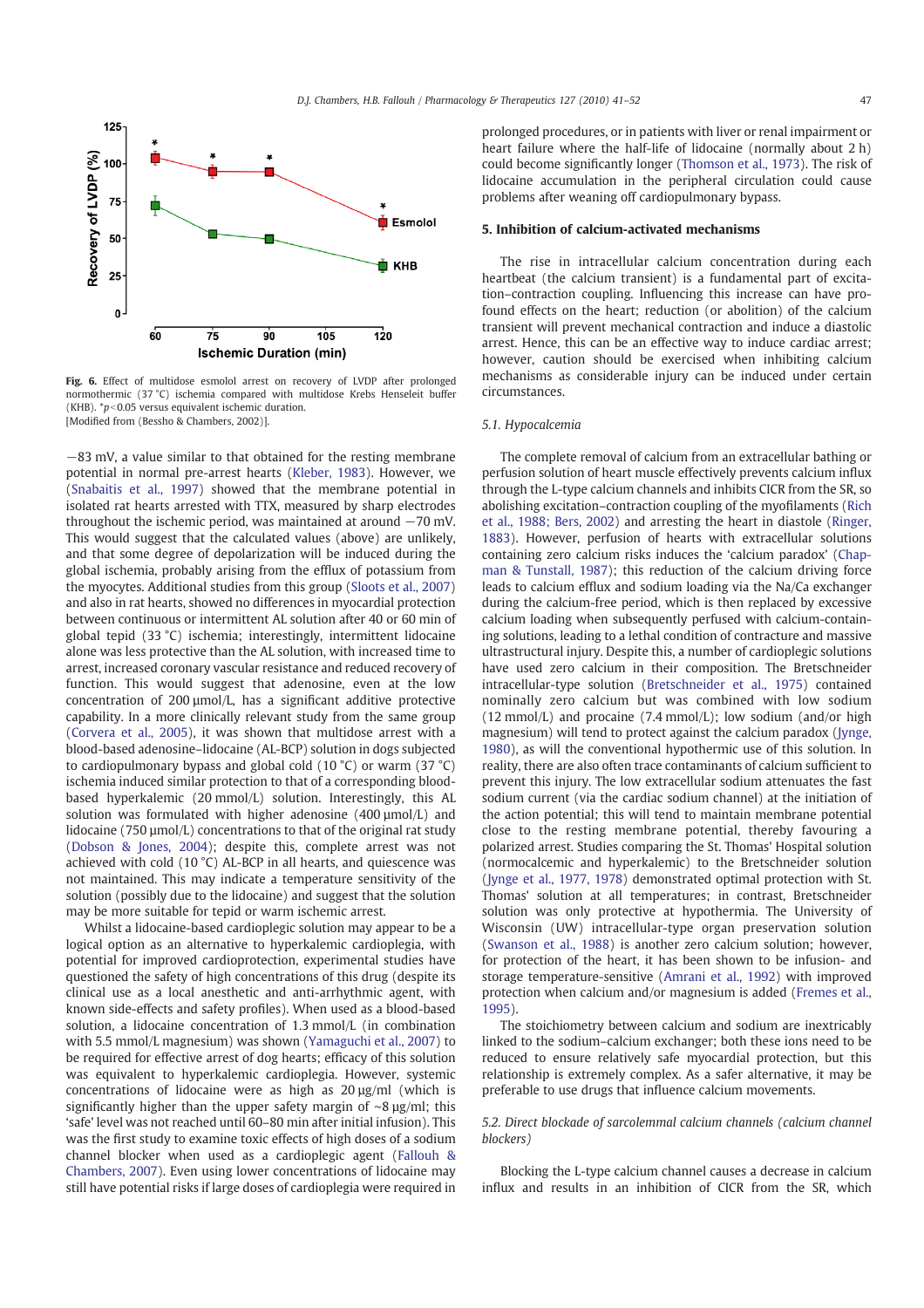125

100

75

50

25

0

Recovery of LVDP (%)

60 75 90 105 120

Ischemic Duration (min)

Esmolol

KHB

Fig. 6. Effect of multidose esmolol arrest on recovery of LVDP after prolonged normothermic (37 °C) ischemia compared with multidose Krebs Henseleit buffer (KHB). *$p$<0.05 versus equivalent ischemic duration.
[Modified from (Bessho & Chambers, 2002)].

−83 mV, a value similar to that obtained for the resting membrane potential in normal pre-arrest hearts (Kleber, 1983). However, we (Snabaitis et al., 1997) showed that the membrane potential in isolated rat hearts arrested with TTX, measured by sharp electrodes throughout the ischemic period, was maintained at around −70 mV. This would suggest that the calculated values (above) are unlikely, and that some degree of depolarization will be induced during the global ischemia, probably arising from the efflux of potassium from the myocytes. Additional studies from this group (Sloots et al., 2007) and also in rat hearts, showed no differences in myocardial protection between continuous or intermittent AL solution after 40 or 60 min of global tepid (33 °C) ischemia; interestingly, intermittent lidocaine alone was less protective than the AL solution, with increased time to arrest, increased coronary vascular resistance and reduced recovery of function. This would suggest that adenosine, even at the low concentration of 200 μmol/L, has a significant additive protective capability. In a more clinically relevant study from the same group (Corvera et al., 2005), it was shown that multidose arrest with a blood-based adenosine–lidocaine (AL-BCP) solution in dogs subjected to cardiopulmonary bypass and global cold (10 °C) or warm (37 °C) ischemia induced similar protection to that of a corresponding blood-based hyperkalemic (20 mmol/L) solution. Interestingly, this AL solution was formulated with higher adenosine (400 μmol/L) and lidocaine (750 μmol/L) concentrations to that of the original rat study (Dobson & Jones, 2004); despite this, complete arrest was not achieved with cold (10 °C) AL-BCP in all hearts, and quiescence was not maintained. This may indicate a temperature sensitivity of the solution (possibly due to the lidocaine) and suggest that the solution may be more suitable for tepid or warm ischemic arrest.

Whilst a lidocaine-based cardioplegic solution may appear to be a logical option as an alternative to hyperkalemic cardioplegia, with potential for improved cardioprotection, experimental studies have questioned the safety of high concentrations of this drug (despite its clinical use as a local anesthetic and anti-arrhythmic agent, with known side-effects and safety profiles). When used as a blood-based solution, a lidocaine concentration of 1.3 mmol/L (in combination with 5.5 mmol/L magnesium) was shown (Yamaguchi et al., 2007) to be required for effective arrest of dog hearts; efficacy of this solution was equivalent to hyperkalemic cardioplegia. However, systemic concentrations of lidocaine were as high as 20 μg/ml (which is significantly higher than the upper safety margin of ~8 μg/ml; this 'safe' level was not reached until 60–80 min after initial infusion). This was the first study to examine toxic effects of high doses of a sodium channel blocker when used as a cardioplegic agent (Fallouh & Chambers, 2007). Even using lower concentrations of lidocaine may still have potential risks if large doses of cardioplegia were required in prolonged procedures, or in patients with liver or renal impairment or heart failure where the half-life of lidocaine (normally about 2 h) could become significantly longer (Thomson et al., 1973). The risk of lidocaine accumulation in the peripheral circulation could cause problems after weaning off cardiopulmonary bypass.

## 5. Inhibition of calcium-activated mechanisms

The rise in intracellular calcium concentration during each heartbeat (the calcium transient) is a fundamental part of excitation–contraction coupling. Influencing this increase can have profound effects on the heart; reduction (or abolition) of the calcium transient will prevent mechanical contraction and induce a diastolic arrest. Hence, this can be an effective way to induce cardiac arrest; however, caution should be exercised when inhibiting calcium mechanisms as considerable injury can be induced under certain circumstances.

### 5.1. Hypocalcemia

The complete removal of calcium from an extracellular bathing or perfusion solution of heart muscle effectively prevents calcium influx through the L-type calcium channels and inhibits CICR from the SR, so abolishing excitation–contraction coupling of the myofilaments (Rich et al., 1988; Bers, 2002) and arresting the heart in diastole (Ringer, 1883). However, perfusion of hearts with extracellular solutions containing zero calcium risks induces the 'calcium paradox' (Chapman & Tunstall, 1987); this reduction of the calcium driving force leads to calcium efflux and sodium loading via the Na/Ca exchanger during the calcium-free period, which is then replaced by excessive calcium loading when subsequently perfused with calcium-containing solutions, leading to a lethal condition of contracture and massive ultrastructural injury. Despite this, a number of cardioplegic solutions have used zero calcium in their composition. The Bretschneider intracellular-type solution (Bretschneider et al., 1975) contained nominally zero calcium but was combined with low sodium (12 mmol/L) and procaine (7.4 mmol/L); low sodium (and/or high magnesium) will tend to protect against the calcium paradox (Jynge, 1980), as will the conventional hypothermic use of this solution. In reality, there are also often trace contaminants of calcium sufficient to prevent this injury. The low extracellular sodium attenuates the fast sodium current (via the cardiac sodium channel) at the initiation of the action potential; this will tend to maintain membrane potential close to the resting membrane potential, thereby favouring a polarized arrest. Studies comparing the St. Thomas' Hospital solution (normocalcemic and hyperkalemic) to the Bretschneider solution (Jynge et al., 1977, 1978) demonstrated optimal protection with St. Thomas' solution at all temperatures; in contrast, Bretschneider solution was only protective at hypothermia. The University of Wisconsin (UW) intracellular-type organ preservation solution (Swanson et al., 1988) is another zero calcium solution; however, for protection of the heart, it has been shown to be infusion- and storage temperature-sensitive (Amrani et al., 1992) with improved protection when calcium and/or magnesium is added (Fremes et al., 1995).

The stoichiometry between calcium and sodium are inextricably linked to the sodium–calcium exchanger; both these ions need to be reduced to ensure relatively safe myocardial protection, but this relationship is extremely complex. As a safer alternative, it may be preferable to use drugs that influence calcium movements.

### 5.2. Direct blockade of sarcolemmal calcium channels (calcium channel blockers)

Blocking the L-type calcium channel causes a decrease in calcium influx and results in an inhibition of CICR from the SR, which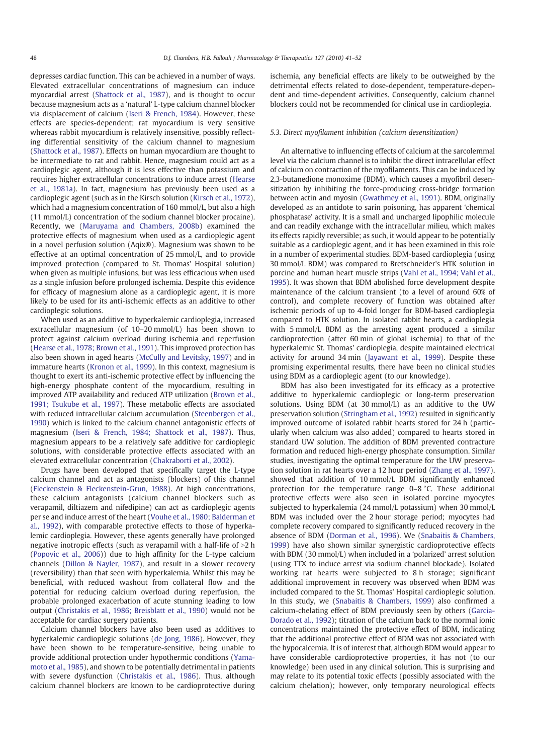depresses cardiac function. This can be achieved in a number of ways. Elevated extracellular concentrations of magnesium can induce myocardial arrest (Shattock et al., 1987), and is thought to occur because magnesium acts as a 'natural' L-type calcium channel blocker via displacement of calcium (Iseri & French, 1984). However, these effects are species-dependent; rat myocardium is very sensitive whereas rabbit myocardium is relatively insensitive, possibly reflecting differential sensitivity of the calcium channel to magnesium (Shattock et al., 1987). Effects on human myocardium are thought to be intermediate to rat and rabbit. Hence, magnesium could act as a cardioplegic agent, although it is less effective than potassium and requires higher extracellular concentrations to induce arrest (Hearse et al., 1981a). In fact, magnesium has previously been used as a cardioplegic agent (such as in the Kirsch solution (Kirsch et al., 1972), which had a magnesium concentration of 160 mmol/L, but also a high (11 mmol/L) concentration of the sodium channel blocker procaine). Recently, we (Maruyama and Chambers, 2008b) examined the protective effects of magnesium when used as a cardioplegic agent in a novel perfusion solution (Aqix®). Magnesium was shown to be effective at an optimal concentration of 25 mmol/L, and to provide improved protection (compared to St. Thomas' Hospital solution) when given as multiple infusions, but was less efficacious when used as a single infusion before prolonged ischemia. Despite this evidence for efficacy of magnesium alone as a cardioplegic agent, it is more likely to be used for its anti-ischemic effects as an additive to other cardioplegic solutions.

When used as an additive to hyperkalemic cardioplegia, increased extracellular magnesium (of 10–20 mmol/L) has been shown to protect against calcium overload during ischemia and reperfusion (Hearse et al., 1978; Brown et al., 1991). This improved protection has also been shown in aged hearts (McCully and Levitsky, 1997) and in immature hearts (Kronon et al., 1999). In this context, magnesium is thought to exert its anti-ischemic protective effect by influencing the high-energy phosphate content of the myocardium, resulting in improved ATP availability and reduced ATP utilization (Brown et al., 1991; Tsukube et al., 1997). These metabolic effects are associated with reduced intracellular calcium accumulation (Steenbergen et al., 1990) which is linked to the calcium channel antagonistic effects of magnesium (Iseri & French, 1984; Shattock et al., 1987). Thus, magnesium appears to be a relatively safe additive for cardioplegic solutions, with considerable protective effects associated with an elevated extracellular concentration (Chakraborti et al., 2002).

Drugs have been developed that specifically target the L-type calcium channel and act as antagonists (blockers) of this channel (Fleckenstein & Fleckenstein-Grun, 1988). At high concentrations, these calcium antagonists (calcium channel blockers such as verapamil, diltiazem and nifedipine) can act as cardioplegic agents per se and induce arrest of the heart (Vouhe et al., 1980; Balderman et al., 1992), with comparable protective effects to those of hyperkalemic cardioplegia. However, these agents generally have prolonged negative inotropic effects (such as verapamil with a half-life of >2 h (Popovic et al., 2006)) due to high affinity for the L-type calcium channels (Dillon & Nayler, 1987), and result in a slower recovery (reversibility) than that seen with hyperkalemia. Whilst this may be beneficial, with reduced washout from collateral flow and the potential for reducing calcium overload during reperfusion, the probable prolonged exacerbation of acute stunning leading to low output (Christakis et al., 1986; Breisblatt et al., 1990) would not be acceptable for cardiac surgery patients.

Calcium channel blockers have also been used as additives to hyperkalemic cardioplegic solutions (de Jong, 1986). However, they have been shown to be temperature-sensitive, being unable to provide additional protection under hypothermic conditions (Yamamoto et al., 1985), and shown to be potentially detrimental in patients with severe dysfunction (Christakis et al., 1986). Thus, although calcium channel blockers are known to be cardioprotective during ischemia, any beneficial effects are likely to be outweighed by the detrimental effects related to dose-dependent, temperature-dependent and time-dependent activities. Consequently, calcium channel blockers could not be recommended for clinical use in cardioplegia.

### 5.3. Direct myofilament inhibition (calcium desensitization)

An alternative to influencing effects of calcium at the sarcolemmal level via the calcium channel is to inhibit the direct intracellular effect of calcium on contraction of the myofilaments. This can be induced by 2,3-butanedione monoxime (BDM), which causes a myofibril desensitization by inhibiting the force-producing cross-bridge formation between actin and myosin (Gwathmey et al., 1991). BDM, originally developed as an antidote to sarin poisoning, has apparent 'chemical phosphatase' activity. It is a small and uncharged lipophilic molecule and can readily exchange with the intracellular milieu, which makes its effects rapidly reversible; as such, it would appear to be potentially suitable as a cardioplegic agent, and it has been examined in this role in a number of experimental studies. BDM-based cardioplegia (using 30 mmol/L BDM) was compared to Bretschneider's HTK solution in porcine and human heart muscle strips (Vahl et al., 1994; Vahl et al., 1995). It was shown that BDM abolished force development despite maintenance of the calcium transient (to a level of around 60% of control), and complete recovery of function was obtained after ischemic periods of up to 4-fold longer for BDM-based cardioplegia compared to HTK solution. In isolated rabbit hearts, a cardioplegia with 5 mmol/L BDM as the arresting agent produced a similar cardioprotection (after 60 min of global ischemia) to that of the hyperkalemic St. Thomas' cardioplegia, despite maintained electrical activity for around 34 min (Jayawant et al., 1999). Despite these promising experimental results, there have been no clinical studies using BDM as a cardioplegic agent (to our knowledge).

BDM has also been investigated for its efficacy as a protective additive to hyperkalemic cardioplegic or long-term preservation solutions. Using BDM (at 30 mmol/L) as an additive to the UW preservation solution (Stringham et al., 1992) resulted in significantly improved outcome of isolated rabbit hearts stored for 24 h (particularly when calcium was also added) compared to hearts stored in standard UW solution. The addition of BDM prevented contracture formation and reduced high-energy phosphate consumption. Similar studies, investigating the optimal temperature for the UW preservation solution in rat hearts over a 12 hour period (Zhang et al., 1997), showed that addition of 10 mmol/L BDM significantly enhanced protection for the temperature range 0–8 °C. These additional protective effects were also seen in isolated porcine myocytes subjected to hyperkalemia (24 mmol/L potassium) when 30 mmol/L BDM was included over the 2 hour storage period; myocytes had complete recovery compared to significantly reduced recovery in the absence of BDM (Dorman et al., 1996). We (Snabaitis & Chambers, 1999) have also shown similar synergistic cardioprotective effects with BDM (30 mmol/L) when included in a 'polarized' arrest solution (using TTX to induce arrest via sodium channel blockade). Isolated working rat hearts were subjected to 8 h storage; significant additional improvement in recovery was observed when BDM was included compared to the St. Thomas' Hospital cardioplegic solution. In this study, we (Snabaitis & Chambers, 1999) also confirmed a calcium-chelating effect of BDM previously seen by others (Garcia-Dorado et al., 1992); titration of the calcium back to the normal ionic concentrations maintained the protective effect of BDM, indicating that the additional protective effect of BDM was not associated with the hypocalcemia. It is of interest that, although BDM would appear to have considerable cardioprotective properties, it has not (to our knowledge) been used in any clinical solution. This is surprising and may relate to its potential toxic effects (possibly associated with the calcium chelation); however, only temporary neurological effects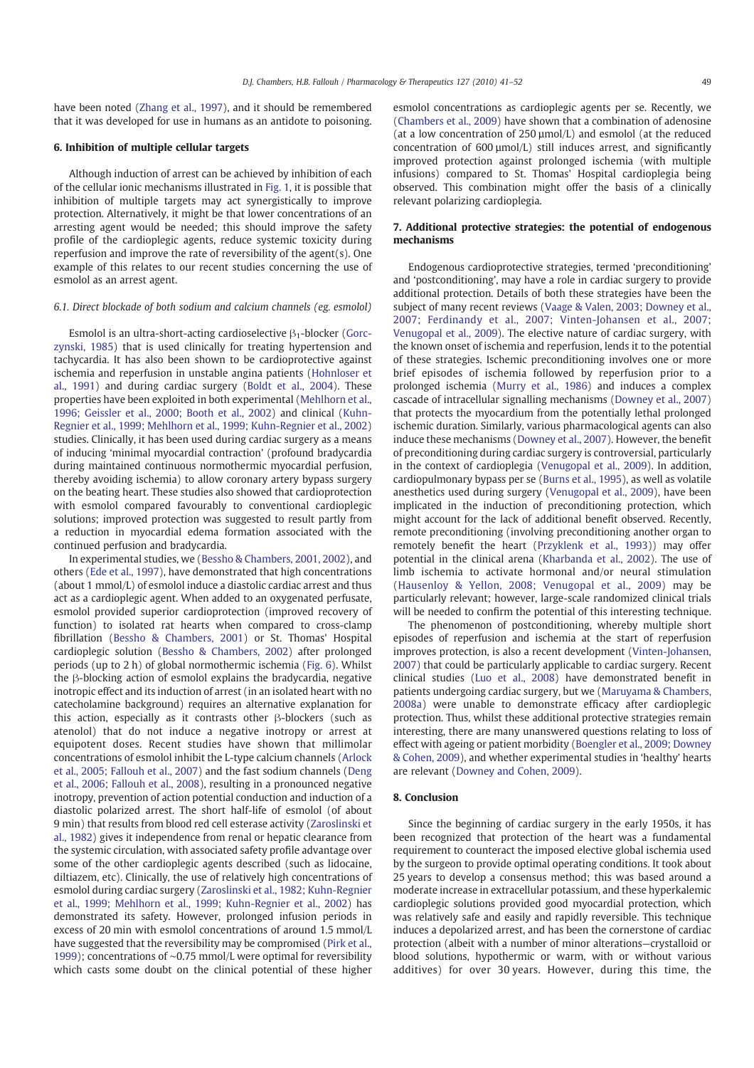have been noted (Zhang et al., 1997), and it should be remembered that it was developed for use in humans as an antidote to poisoning.

## 6. Inhibition of multiple cellular targets

Although induction of arrest can be achieved by inhibition of each of the cellular ionic mechanisms illustrated in Fig. 1, it is possible that inhibition of multiple targets may act synergistically to improve protection. Alternatively, it might be that lower concentrations of an arresting agent would be needed; this should improve the safety profile of the cardioplegic agents, reduce systemic toxicity during reperfusion and improve the rate of reversibility of the agent(s). One example of this relates to our recent studies concerning the use of esmolol as an arrest agent.

### 6.1. Direct blockade of both sodium and calcium channels (eg. esmolol)

Esmolol is an ultra-short-acting cardioselective $\beta_1$-blocker (Gorczynski, 1985) that is used clinically for treating hypertension and tachycardia. It has also been shown to be cardioprotective against ischemia and reperfusion in unstable angina patients (Hohnloser et al., 1991) and during cardiac surgery (Boldt et al., 2004). These properties have been exploited in both experimental (Mehlhorn et al., 1996; Geissler et al., 2000; Booth et al., 2002) and clinical (Kuhn-Regnier et al., 1999; Mehlhorn et al., 1999; Kuhn-Regnier et al., 2002) studies. Clinically, it has been used during cardiac surgery as a means of inducing 'minimal myocardial contraction' (profound bradycardia during maintained continuous normothermic myocardial perfusion, thereby avoiding ischemia) to allow coronary artery bypass surgery on the beating heart. These studies also showed that cardioprotection with esmolol compared favourably to conventional cardioplegic solutions; improved protection was suggested to result partly from a reduction in myocardial edema formation associated with the continued perfusion and bradycardia.

In experimental studies, we (Bessho & Chambers, 2001, 2002), and others (Ede et al., 1997), have demonstrated that high concentrations (about 1 mmol/L) of esmolol induce a diastolic cardiac arrest and thus act as a cardioplegic agent. When added to an oxygenated perfusate, esmolol provided superior cardioprotection (improved recovery of function) to isolated rat hearts when compared to cross-clamp fibrillation (Bessho & Chambers, 2001) or St. Thomas' Hospital cardioplegic solution (Bessho & Chambers, 2002) after prolonged periods (up to 2 h) of global normothermic ischemia (Fig. 6). Whilst the β-blocking action of esmolol explains the bradycardia, negative inotropic effect and its induction of arrest (in an isolated heart with no catecholamine background) requires an alternative explanation for this action, especially as it contrasts other β-blockers (such as atenolol) that do not induce a negative inotropy or arrest at equipotent doses. Recent studies have shown that millimolar concentrations of esmolol inhibit the L-type calcium channels (Arlock et al., 2005; Fallouh et al., 2007) and the fast sodium channels (Deng et al., 2006; Fallouh et al., 2008), resulting in a pronounced negative inotropy, prevention of action potential conduction and induction of a diastolic polarized arrest. The short half-life of esmolol (of about 9 min) that results from blood red cell esterase activity (Zaroslinski et al., 1982) gives it independence from renal or hepatic clearance from the systemic circulation, with associated safety profile advantage over some of the other cardioplegic agents described (such as lidocaine, diltiazem, etc). Clinically, the use of relatively high concentrations of esmolol during cardiac surgery (Zaroslinski et al., 1982; Kuhn-Regnier et al., 1999; Mehlhorn et al., 1999; Kuhn-Regnier et al., 2002) has demonstrated its safety. However, prolonged infusion periods in excess of 20 min with esmolol concentrations of around 1.5 mmol/L have suggested that the reversibility may be compromised (Pirk et al., 1999); concentrations of ~0.75 mmol/L were optimal for reversibility which casts some doubt on the clinical potential of these higher esmolol concentrations as cardioplegic agents per se. Recently, we (Chambers et al., 2009) have shown that a combination of adenosine (at a low concentration of 250 µmol/L) and esmolol (at the reduced concentration of 600 µmol/L) still induces arrest, and significantly improved protection against prolonged ischemia (with multiple infusions) compared to St. Thomas' Hospital cardioplegia being observed. This combination might offer the basis of a clinically relevant polarizing cardioplegia.

## 7. Additional protective strategies: the potential of endogenous mechanisms

Endogenous cardioprotective strategies, termed 'preconditioning' and 'postconditioning', may have a role in cardiac surgery to provide additional protection. Details of both these strategies have been the subject of many recent reviews (Vaage & Valen, 2003; Downey et al., 2007; Ferdinandy et al., 2007; Vinten-Johansen et al., 2007; Venugopal et al., 2009). The elective nature of cardiac surgery, with the known onset of ischemia and reperfusion, lends it to the potential of these strategies. Ischemic preconditioning involves one or more brief episodes of ischemia followed by reperfusion prior to a prolonged ischemia (Murry et al., 1986) and induces a complex cascade of intracellular signalling mechanisms (Downey et al., 2007) that protects the myocardium from the potentially lethal prolonged ischemic duration. Similarly, various pharmacological agents can also induce these mechanisms (Downey et al., 2007). However, the benefit of preconditioning during cardiac surgery is controversial, particularly in the context of cardioplegia (Venugopal et al., 2009). In addition, cardiopulmonary bypass per se (Burns et al., 1995), as well as volatile anesthetics used during surgery (Venugopal et al., 2009), have been implicated in the induction of preconditioning protection, which might account for the lack of additional benefit observed. Recently, remote preconditioning (involving preconditioning another organ to remotely benefit the heart (Przyklenk et al., 1993)) may offer potential in the clinical arena (Kharbanda et al., 2002). The use of limb ischemia to activate hormonal and/or neural stimulation (Hausenloy & Yellon, 2008; Venugopal et al., 2009) may be particularly relevant; however, large-scale randomized clinical trials will be needed to confirm the potential of this interesting technique.

The phenomenon of postconditioning, whereby multiple short episodes of reperfusion and ischemia at the start of reperfusion improves protection, is also a recent development (Vinten-Johansen, 2007) that could be particularly applicable to cardiac surgery. Recent clinical studies (Luo et al., 2008) have demonstrated benefit in patients undergoing cardiac surgery, but we (Maruyama & Chambers, 2008a) were unable to demonstrate efficacy after cardioplegic protection. Thus, whilst these additional protective strategies remain interesting, there are many unanswered questions relating to loss of effect with ageing or patient morbidity (Boengler et al., 2009; Downey & Cohen, 2009), and whether experimental studies in 'healthy' hearts are relevant (Downey and Cohen, 2009).

## 8. Conclusion

Since the beginning of cardiac surgery in the early 1950s, it has been recognized that protection of the heart was a fundamental requirement to counteract the imposed elective global ischemia used by the surgeon to provide optimal operating conditions. It took about 25 years to develop a consensus method; this was based around a moderate increase in extracellular potassium, and these hyperkalemic cardioplegic solutions provided good myocardial protection, which was relatively safe and easily and rapidly reversible. This technique induces a depolarized arrest, and has been the cornerstone of cardiac protection (albeit with a number of minor alterations—crystalloid or blood solutions, hypothermic or warm, with or without various additives) for over 30 years. However, during this time, the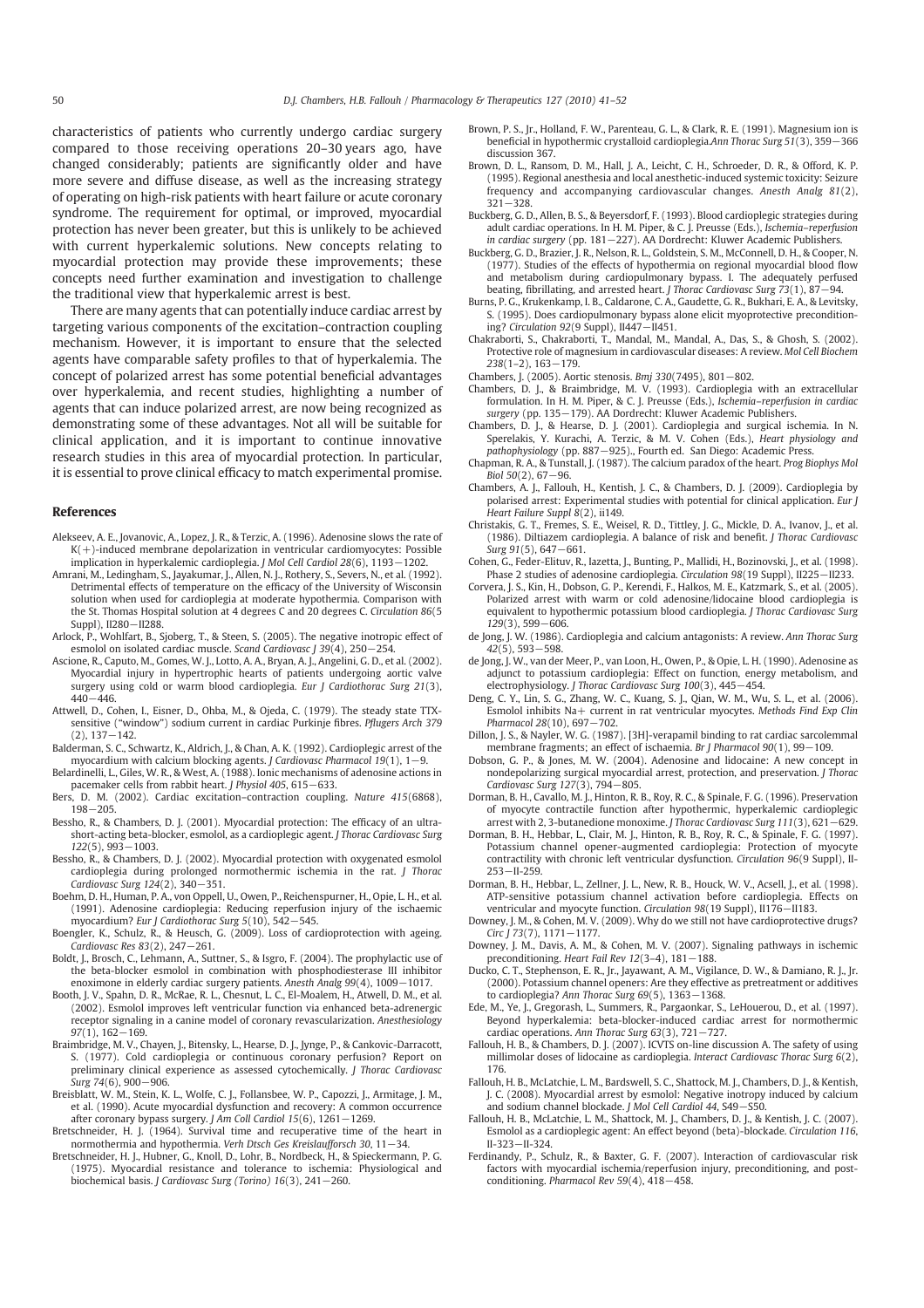characteristics of patients who currently undergo cardiac surgery compared to those receiving operations 20–30 years ago, have changed considerably; patients are significantly older and have more severe and diffuse disease, as well as the increasing strategy of operating on high-risk patients with heart failure or acute coronary syndrome. The requirement for optimal, or improved, myocardial protection has never been greater, but this is unlikely to be achieved with current hyperkalemic solutions. New concepts relating to myocardial protection may provide these improvements; these concepts need further examination and investigation to challenge the traditional view that hyperkalemic arrest is best.

There are many agents that can potentially induce cardiac arrest by targeting various components of the excitation–contraction coupling mechanism. However, it is important to ensure that the selected agents have comparable safety profiles to that of hyperkalemia. The concept of polarized arrest has some potential beneficial advantages over hyperkalemia, and recent studies, highlighting a number of agents that can induce polarized arrest, are now being recognized as demonstrating some of these advantages. Not all will be suitable for clinical application, and it is important to continue innovative research studies in this area of myocardial protection. In particular, it is essential to prove clinical efficacy to match experimental promise.

## References

Alekseev, A. E., Jovanovic, A., Lopez, J. R., & Terzic, A. (1996). Adenosine slows the rate of K(+)-induced membrane depolarization in ventricular cardiomyocytes: Possible implication in hyperkalemic cardioplegia. *J Mol Cell Cardiol 28*(6), 1193−1202.

Amrani, M., Ledingham, S., Jayakumar, J., Allen, N. J., Rothery, S., Severs, N., et al. (1992). Detrimental effects of temperature on the efficacy of the University of Wisconsin solution when used for cardioplegia at moderate hypothermia. Comparison with the St. Thomas Hospital solution at 4 degrees C and 20 degrees C. *Circulation 86*(5 Suppl), II280−II288.

Arlock, P., Wohlfart, B., Sjoberg, T., & Steen, S. (2005). The negative inotropic effect of esmolol on isolated cardiac muscle. *Scand Cardiovasc J 39*(4), 250−254.

Ascione, R., Caputo, M., Gomes, W. J., Lotto, A. A., Bryan, A. J., Angelini, G. D., et al. (2002). Myocardial injury in hypertrophic hearts of patients undergoing aortic valve surgery using cold or warm blood cardioplegia. *Eur J Cardiothorac Surg 21*(3), 440−446.

Attwell, D., Cohen, I., Eisner, D., Ohba, M., & Ojeda, C. (1979). The steady state TTX-sensitive ("window") sodium current in cardiac Purkinje fibres. *Pflugers Arch 379*(2), 137−142.

Balderman, S. C., Schwartz, K., Aldrich, J., & Chan, A. K. (1992). Cardioplegic arrest of the myocardium with calcium blocking agents. *J Cardiovasc Pharmacol 19*(1), 1−9.

Belardinelli, L., Giles, W. R., & West, A. (1988). Ionic mechanisms of adenosine actions in pacemaker cells from rabbit heart. *J Physiol 405*, 615−633.

Bers, D. M. (2002). Cardiac excitation–contraction coupling. *Nature 415*(6868), 198−205.

Bessho, R., & Chambers, D. J. (2001). Myocardial protection: The efficacy of an ultra-short-acting beta-blocker, esmolol, as a cardioplegic agent. *J Thorac Cardiovasc Surg 122*(5), 993−1003.

Bessho, R., & Chambers, D. J. (2002). Myocardial protection with oxygenated esmolol cardioplegia during prolonged normothermic ischemia in the rat. *J Thorac Cardiovasc Surg 124*(2), 340−351.

Boehm, D. H., Human, P. A., von Oppell, U., Owen, P., Reichenspurner, H., Opie, L. H., et al. (1991). Adenosine cardioplegia: Reducing reperfusion injury of the ischaemic myocardium? *Eur J Cardiothorac Surg 5*(10), 542−545.

Boengler, K., Schulz, R., & Heusch, G. (2009). Loss of cardioprotection with ageing. *Cardiovasc Res 83*(2), 247−261.

Boldt, J., Brosch, C., Lehmann, A., Suttner, S., & Isgro, F. (2004). The prophylactic use of the beta-blocker esmolol in combination with phosphodiesterase III inhibitor enoximone in elderly cardiac surgery patients. *Anesth Analg 99*(4), 1009−1017.

Booth, J. V., Spahn, D. R., McRae, R. L., Chesnut, L. C., El-Moalem, H., Atwell, D. M., et al. (2002). Esmolol improves left ventricular function via enhanced beta-adrenergic receptor signaling in a canine model of coronary revascularization. *Anesthesiology 97*(1), 162−169.

Braimbridge, M. V., Chayen, J., Bitensky, L., Hearse, D. J., Jynge, P., & Cankovic-Darracott, S. (1977). Cold cardioplegia or continuous coronary perfusion? Report on preliminary clinical experience as assessed cytochemically. *J Thorac Cardiovasc Surg 74*(6), 900−906.

Breisblatt, W. M., Stein, K. L., Wolfe, C. J., Follansbee, W. P., Capozzi, J., Armitage, J. M., et al. (1990). Acute myocardial dysfunction and recovery: A common occurrence after coronary bypass surgery. *J Am Coll Cardiol 15*(6), 1261−1269.

Bretschneider, H. J. (1964). Survival time and recuperative time of the heart in normothermia and hypothermia. *Verh Dtsch Ges Kreislaufforsch 30*, 11−34.

Bretschneider, H. J., Hubner, G., Knoll, D., Lohr, B., Nordbeck, H., & Spieckermann, P. G. (1975). Myocardial resistance and tolerance to ischemia: Physiological and biochemical basis. *J Cardiovasc Surg (Torino) 16*(3), 241−260.

Brown, P. S., Jr., Holland, F. W., Parenteau, G. L., & Clark, R. E. (1991). Magnesium ion is beneficial in hypothermic crystalloid cardioplegia.*Ann Thorac Surg 51*(3), 359−366 discussion 367.

Brown, D. L., Ransom, D. M., Hall, J. A., Leicht, C. H., Schroeder, D. R., & Offord, K. P. (1995). Regional anesthesia and local anesthetic-induced systemic toxicity: Seizure frequency and accompanying cardiovascular changes. *Anesth Analg 81*(2), 321−328.

Buckberg, G. D., Allen, B. S., & Beyersdorf, F. (1993). Blood cardioplegic strategies during adult cardiac operations. In H. M. Piper, & C. J. Preusse (Eds.), *Ischemia–reperfusion in cardiac surgery* (pp. 181−227). AA Dordrecht: Kluwer Academic Publishers.

Buckberg, G. D., Brazier, J. R., Nelson, R. L., Goldstein, S. M., McConnell, D. H., & Cooper, N. (1977). Studies of the effects of hypothermia on regional myocardial blood flow and metabolism during cardiopulmonary bypass. I. The adequately perfused beating, fibrillating, and arrested heart. *J Thorac Cardiovasc Surg 73*(1), 87−94.

Burns, P. G., Krukenkamp, I. B., Caldarone, C. A., Gaudette, G. R., Bukhari, E. A., & Levitsky, S. (1995). Does cardiopulmonary bypass alone elicit myoprotective preconditioning? *Circulation 92*(9 Suppl), II447−II451.

Chakraborti, S., Chakraborti, T., Mandal, M., Mandal, A., Das, S., & Ghosh, S. (2002). Protective role of magnesium in cardiovascular diseases: A review. *Mol Cell Biochem 238*(1–2), 163−179.

Chambers, J. (2005). Aortic stenosis. *Bmj 330*(7495), 801−802.

Chambers, D. J., & Braimbridge, M. V. (1993). Cardioplegia with an extracellular formulation. In H. M. Piper, & C. J. Preusse (Eds.), *Ischemia–reperfusion in cardiac surgery* (pp. 135−179). AA Dordrecht: Kluwer Academic Publishers.

Chambers, D. J., & Hearse, D. J. (2001). Cardioplegia and surgical ischemia. In N. Sperelakis, Y. Kurachi, A. Terzic, & M. V. Cohen (Eds.), *Heart physiology and pathophysiology* (pp. 887−925)., Fourth ed. San Diego: Academic Press.

Chapman, R. A., & Tunstall, J. (1987). The calcium paradox of the heart. *Prog Biophys Mol Biol 50*(2), 67−96.

Chambers, A. J., Fallouh, H., Kentish, J. C., & Chambers, D. J. (2009). Cardioplegia by polarised arrest: Experimental studies with potential for clinical application. *Eur J Heart Failure Suppl 8*(2), ii149.

Christakis, G. T., Fremes, S. E., Weisel, R. D., Tittley, J. G., Mickle, D. A., Ivanov, J., et al. (1986). Diltiazem cardioplegia. A balance of risk and benefit. *J Thorac Cardiovasc Surg 91*(5), 647−661.

Cohen, G., Feder-Elituv, R., Iazetta, J., Bunting, P., Mallidi, H., Bozinovski, J., et al. (1998). Phase 2 studies of adenosine cardioplegia. *Circulation 98*(19 Suppl), II225−II233.

Corvera, J. S., Kin, H., Dobson, G. P., Kerendi, F., Halkos, M. E., Katzmark, S., et al. (2005). Polarized arrest with warm or cold adenosine/lidocaine blood cardioplegia is equivalent to hypothermic potassium blood cardioplegia. *J Thorac Cardiovasc Surg 129*(3), 599−606.

de Jong, J. W. (1986). Cardioplegia and calcium antagonists: A review. *Ann Thorac Surg 42*(5), 593−598.

de Jong, J. W., van der Meer, P., van Loon, H., Owen, P., & Opie, L. H. (1990). Adenosine as adjunct to potassium cardioplegia: Effect on function, energy metabolism, and electrophysiology. *J Thorac Cardiovasc Surg 100*(3), 445−454.

Deng, C. Y., Lin, S. G., Zhang, W. C., Kuang, S. J., Qian, W. M., Wu, S. L., et al. (2006). Esmolol inhibits Na+ current in rat ventricular myocytes. *Methods Find Exp Clin Pharmacol 28*(10), 697−702.

Dillon, J. S., & Nayler, W. G. (1987). [3H]-verapamil binding to rat cardiac sarcolemmal membrane fragments; an effect of ischaemia. *Br J Pharmacol 90*(1), 99−109.

Dobson, G. P., & Jones, M. W. (2004). Adenosine and lidocaine: A new concept in nondepolarizing surgical myocardial arrest, protection, and preservation. *J Thorac Cardiovasc Surg 127*(3), 794−805.

Dorman, B. H., Cavallo, M. J., Hinton, R. B., Roy, R. C., & Spinale, F. G. (1996). Preservation of myocyte contractile function after hypothermic, hyperkalemic cardioplegic arrest with 2, 3-butanedione monoxime. *J Thorac Cardiovasc Surg 111*(3), 621−629.

Dorman, B. H., Hebbar, L., Clair, M. J., Hinton, R. B., Roy, R. C., & Spinale, F. G. (1997). Potassium channel opener-augmented cardioplegia: Protection of myocyte contractility with chronic left ventricular dysfunction. *Circulation 96*(9 Suppl), II-253−II-259.

Dorman, B. H., Hebbar, L., Zellner, J. L., New, R. B., Houck, W. V., Acsell, J., et al. (1998). ATP-sensitive potassium channel activation before cardioplegia. Effects on ventricular and myocyte function. *Circulation 98*(19 Suppl), II176−II183.

Downey, J. M., & Cohen, M. V. (2009). Why do we still not have cardioprotective drugs? *Circ J 73*(7), 1171−1177.

Downey, J. M., Davis, A. M., & Cohen, M. V. (2007). Signaling pathways in ischemic preconditioning. *Heart Fail Rev 12*(3–4), 181−188.

Ducko, C. T., Stephenson, E. R., Jr., Jayawant, A. M., Vigilance, D. W., & Damiano, R. J., Jr. (2000). Potassium channel openers: Are they effective as pretreatment or additives to cardioplegia? *Ann Thorac Surg 69*(5), 1363−1368.

Ede, M., Ye, J., Gregorash, L., Summers, R., Pargaonkar, S., LeHouerou, D., et al. (1997). Beyond hyperkalemia: beta-blocker-induced cardiac arrest for normothermic cardiac operations. *Ann Thorac Surg 63*(3), 721−727.

Fallouh, H. B., & Chambers, D. J. (2007). ICVTS on-line discussion A. The safety of using millimolar doses of lidocaine as cardioplegia. *Interact Cardiovasc Thorac Surg 6*(2), 176.

Fallouh, H. B., McLatchie, L. M., Bardswell, S. C., Shattock, M. J., Chambers, D. J., & Kentish, J. C. (2008). Myocardial arrest by esmolol: Negative inotropy induced by calcium and sodium channel blockade. *J Mol Cell Cardiol 44*, S49−S50.

Fallouh, H. B., McLatchie, L. M., Shattock, M. J., Chambers, D. J., & Kentish, J. C. (2007). Esmolol as a cardioplegic agent: An effect beyond (beta)-blockade. *Circulation 116*, II-323−II-324.

Ferdinandy, P., Schulz, R., & Baxter, G. F. (2007). Interaction of cardiovascular risk factors with myocardial ischemia/reperfusion injury, preconditioning, and post-conditioning. *Pharmacol Rev 59*(4), 418−458.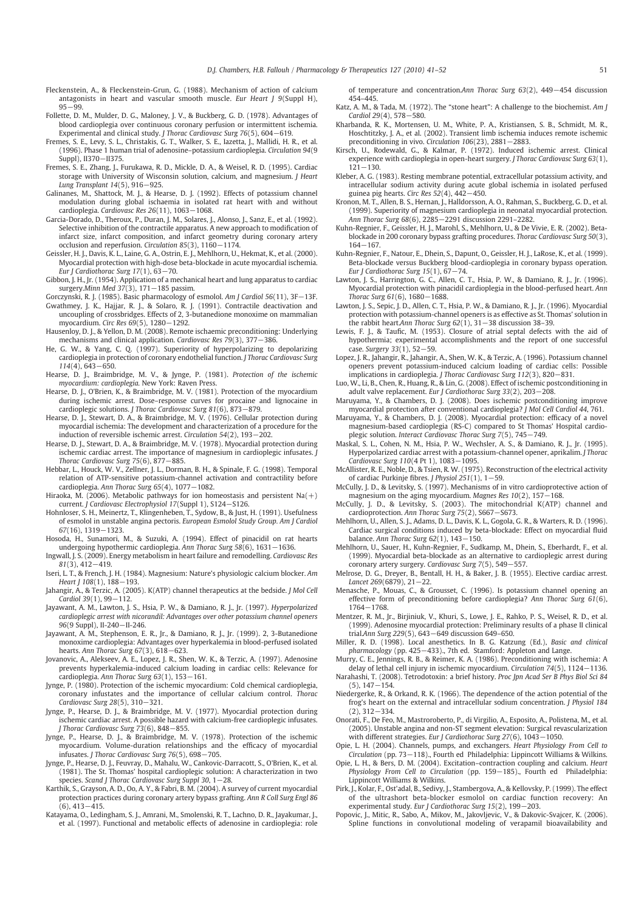Fleckenstein, A., & Fleckenstein-Grun, G. (1988). Mechanism of action of calcium antagonists in heart and vascular smooth muscle. *Eur Heart J 9*(Suppl H), 95−99.

Follette, D. M., Mulder, D. G., Maloney, J. V., & Buckberg, G. D. (1978). Advantages of blood cardioplegia over continuous coronary perfusion or intermittent ischemia. Experimental and clinical study. *J Thorac Cardiovasc Surg 76*(5), 604−619.

Fremes, S. E., Levy, S. L., Christakis, G. T., Walker, S. E., Iazetta, J., Mallidi, H. R., et al. (1996). Phase 1 human trial of adenosine–potassium cardioplegia. *Circulation 94*(9 Suppl), II370−II375.

Fremes, S. E., Zhang, J., Furukawa, R. D., Mickle, D. A., & Weisel, R. D. (1995). Cardiac storage with University of Wisconsin solution, calcium, and magnesium. *J Heart Lung Transplant 14*(5), 916−925.

Galinanes, M., Shattock, M. J., & Hearse, D. J. (1992). Effects of potassium channel modulation during global ischaemia in isolated rat heart with and without cardioplegia. *Cardiovasc Res 26*(11), 1063−1068.

Garcia-Dorado, D., Theroux, P., Duran, J. M., Solares, J., Alonso, J., Sanz, E., et al. (1992). Selective inhibition of the contractile apparatus. A new approach to modification of infarct size, infarct composition, and infarct geometry during coronary artery occlusion and reperfusion. *Circulation 85*(3), 1160−1174.

Geissler, H. J., Davis, K. L., Laine, G. A., Ostrin, E. J., Mehlhorn, U., Hekmat, K., et al. (2000). Myocardial protection with high-dose beta-blockade in acute myocardial ischemia. *Eur J Cardiothorac Surg 17*(1), 63−70.

Gibbon, J. H., Jr. (1954). Application of a mechanical heart and lung apparatus to cardiac surgery.*Minn Med 37*(3), 171−185 passim.

Gorczynski, R. J. (1985). Basic pharmacology of esmolol. *Am J Cardiol 56*(11), 3F−13F.

Gwathmey, J. K., Hajjar, R. J., & Solaro, R. J. (1991). Contractile deactivation and uncoupling of crossbridges. Effects of 2, 3-butanedione monoxime on mammalian myocardium. *Circ Res 69*(5), 1280−1292.

Hausenloy, D. J., & Yellon, D. M. (2008). Remote ischaemic preconditioning: Underlying mechanisms and clinical application. *Cardiovasc Res 79*(3), 377−386.

He, G. W., & Yang, C. Q. (1997). Superiority of hyperpolarizing to depolarizing cardioplegia in protection of coronary endothelial function. *J Thorac Cardiovasc Surg 114*(4), 643−650.

Hearse, D. J., Braimbridge, M. V., & Jynge, P. (1981). *Protection of the ischemic myocardium: cardioplegia.* New York: Raven Press.

Hearse, D. J., O'Brien, K., & Braimbridge, M. V. (1981). Protection of the myocardium during ischemic arrest. Dose–response curves for procaine and lignocaine in cardioplegic solutions. *J Thorac Cardiovasc Surg 81*(6), 873−879.

Hearse, D. J., Stewart, D. A., & Braimbridge, M. V. (1976). Cellular protection during myocardial ischemia: The development and characterization of a procedure for the induction of reversible ischemic arrest. *Circulation 54*(2), 193−202.

Hearse, D. J., Stewart, D. A., & Braimbridge, M. V. (1978). Myocardial protection during ischemic cardiac arrest. The importance of magnesium in cardioplegic infusates. *J Thorac Cardiovasc Surg 75*(6), 877−885.

Hebbar, L., Houck, W. V., Zellner, J. L., Dorman, B. H., & Spinale, F. G. (1998). Temporal relation of ATP-sensitive potassium-channel activation and contractility before cardioplegia. *Ann Thorac Surg 65*(4), 1077−1082.

Hiraoka, M. (2006). Metabolic pathways for ion homeostasis and persistent Na(+) current. *J Cardiovasc Electrophysiol 17*(Suppl 1), S124−S126.

Hohnloser, S. H., Meinertz, T., Klingenheben, T., Sydow, B., & Just, H. (1991). Usefulness of esmolol in unstable angina pectoris. European Esmolol Study Group. *Am J Cardiol 67*(16), 1319−1323.

Hosoda, H., Sunamori, M., & Suzuki, A. (1994). Effect of pinacidil on rat hearts undergoing hypothermic cardioplegia. *Ann Thorac Surg 58*(6), 1631−1636.

Ingwall, J. S. (2009). Energy metabolism in heart failure and remodelling. *Cardiovasc Res 81*(3), 412−419.

Iseri, L. T., & French, J. H. (1984). Magnesium: Nature's physiologic calcium blocker. *Am Heart J 108*(1), 188−193.

Jahangir, A., & Terzic, A. (2005). K(ATP) channel therapeutics at the bedside. *J Mol Cell Cardiol 39*(1), 99−112.

Jayawant, A. M., Lawton, J. S., Hsia, P. W., & Damiano, R. J., Jr. (1997). *Hyperpolarized cardioplegic arrest with nicorandil: Advantages over other potassium channel openers 96*(9 Suppl), II-240−II-246.

Jayawant, A. M., Stephenson, E. R., Jr., & Damiano, R. J., Jr. (1999). 2, 3-Butanedione monoxime cardioplegia: Advantages over hyperkalemia in blood-perfused isolated hearts. *Ann Thorac Surg 67*(3), 618−623.

Jovanovic, A., Alekseev, A. E., Lopez, J. R., Shen, W. K., & Terzic, A. (1997). Adenosine prevents hyperkalemia-induced calcium loading in cardiac cells: Relevance for cardioplegia. *Ann Thorac Surg 63*(1), 153−161.

Jynge, P. (1980). Protection of the ischemic myocardium: Cold chemical cardioplegia, coronary infustates and the importance of cellular calcium control. *Thorac Cardiovasc Surg 28*(5), 310−321.

Jynge, P., Hearse, D. J., & Braimbridge, M. V. (1977). Myocardial protection during ischemic cardiac arrest. A possible hazard with calcium-free cardioplegic infusates. *J Thorac Cardiovasc Surg 73*(6), 848−855.

Jynge, P., Hearse, D. J., & Braimbridge, M. V. (1978). Protection of the ischemic myocardium. Volume-duration relationships and the efficacy of myocardial infusates. *J Thorac Cardiovasc Surg 76*(5), 698−705.

Jynge, P., Hearse, D. J., Feuvray, D., Mahalu, W., Cankovic-Darracott, S., O'Brien, K., et al. (1981). The St. Thomas' hospital cardioplegic solution: A characterization in two species. *Scand J Thorac Cardiovasc Surg Suppl 30*, 1−28.

Karthik, S., Grayson, A. D., Oo, A. Y., & Fabri, B. M. (2004). A survey of current myocardial protection practices during coronary artery bypass grafting. *Ann R Coll Surg Engl 86*(6), 413−415.

Katayama, O., Ledingham, S. J., Amrani, M., Smolenski, R. T., Lachno, D. R., Jayakumar, J., et al. (1997). Functional and metabolic effects of adenosine in cardioplegia: role of temperature and concentration.*Ann Thorac Surg 63*(2), 449−454 discussion 454–445.

Katz, A. M., & Tada, M. (1972). The "stone heart": A challenge to the biochemist. *Am J Cardiol 29*(4), 578−580.

Kharbanda, R. K., Mortensen, U. M., White, P. A., Kristiansen, S. B., Schmidt, M. R., Hoschtitzky, J. A., et al. (2002). Transient limb ischemia induces remote ischemic preconditioning in vivo. *Circulation 106*(23), 2881−2883.

Kirsch, U., Rodewald, G., & Kalmar, P. (1972). Induced ischemic arrest. Clinical experience with cardioplegia in open-heart surgery. *J Thorac Cardiovasc Surg 63*(1), 121−130.

Kleber, A. G. (1983). Resting membrane potential, extracellular potassium activity, and intracellular sodium activity during acute global ischemia in isolated perfused guinea pig hearts. *Circ Res 52*(4), 442−450.

Kronon, M. T., Allen, B. S., Hernan, J., Halldorsson, A. O., Rahman, S., Buckberg, G. D., et al. (1999). Superiority of magnesium cardioplegia in neonatal myocardial protection. *Ann Thorac Surg 68*(6), 2285−2291 discussion 2291–2282.

Kuhn-Regnier, F., Geissler, H. J., Marohl, S., Mehlhorn, U., & De Vivie, E. R. (2002). Beta-blockade in 200 coronary bypass grafting procedures. *Thorac Cardiovasc Surg 50*(3), 164−167.

Kuhn-Regnier, F., Natour, E., Dhein, S., Dapunt, O., Geissler, H. J., LaRose, K., et al. (1999). Beta-blockade versus Buckberg blood-cardioplegia in coronary bypass operation. *Eur J Cardiothorac Surg 15*(1), 67−74.

Lawton, J. S., Harrington, G. C., Allen, C. T., Hsia, P. W., & Damiano, R. J., Jr. (1996). Myocardial protection with pinacidil cardioplegia in the blood-perfused heart. *Ann Thorac Surg 61*(6), 1680−1688.

Lawton, J. S., Sepic, J. D., Allen, C. T., Hsia, P. W., & Damiano, R. J., Jr. (1996). Myocardial protection with potassium-channel openers is as effective as St. Thomas' solution in the rabbit heart.*Ann Thorac Surg 62*(1), 31−38 discussion 38–39.

Lewis, F. J., & Taufic, M. (1953). Closure of atrial septal defects with the aid of hypothermia; experimental accomplishments and the report of one successful case. *Surgery 33*(1), 52−59.

Lopez, J. R., Jahangir, R., Jahangir, A., Shen, W. K., & Terzic, A. (1996). Potassium channel openers prevent potassium-induced calcium loading of cardiac cells: Possible implications in cardioplegia. *J Thorac Cardiovasc Surg 112*(3), 820−831.

Luo, W., Li, B., Chen, R., Huang, R., & Lin, G. (2008). Effect of ischemic postconditioning in adult valve replacement. *Eur J Cardiothorac Surg 33*(2), 203−208.

Maruyama, Y., & Chambers, D. J. (2008). Does ischemic postconditioning improve myocardial protection after conventional cardioplegia? *J Mol Cell Cardiol 44*, 761.

Maruyama, Y., & Chambers, D. J. (2008). Myocardial protection: efficacy of a novel magnesium-based cardioplegia (RS-C) compared to St Thomas' Hospital cardioplegic solution. *Interact Cardiovasc Thorac Surg 7*(5), 745−749.

Maskal, S. L., Cohen, N. M., Hsia, P. W., Wechsler, A. S., & Damiano, R. J., Jr. (1995). Hyperpolarized cardiac arrest with a potassium-channel opener, aprikalim. *J Thorac Cardiovasc Surg 110*(4 Pt 1), 1083−1095.

McAllister, R. E., Noble, D., & Tsien, R. W. (1975). Reconstruction of the electrical activity of cardiac Purkinje fibres. *J Physiol 251*(1), 1−59.

McCully, J. D., & Levitsky, S. (1997). Mechanisms of in vitro cardioprotective action of magnesium on the aging myocardium. *Magnes Res 10*(2), 157−168.

McCully, J. D., & Levitsky, S. (2003). The mitochondrial K(ATP) channel and cardioprotection. *Ann Thorac Surg 75*(2), S667−S673.

Mehlhorn, U., Allen, S. J., Adams, D. L., Davis, K. L., Gogola, G. R., & Warters, R. D. (1996). Cardiac surgical conditions induced by beta-blockade: Effect on myocardial fluid balance. *Ann Thorac Surg 62*(1), 143−150.

Mehlhorn, U., Sauer, H., Kuhn-Regnier, F., Sudkamp, M., Dhein, S., Eberhardt, F., et al. (1999). Myocardial beta-blockade as an alternative to cardioplegic arrest during coronary artery surgery. *Cardiovasc Surg 7*(5), 549−557.

Melrose, D. G., Dreyer, B., Bentall, H. H., & Baker, J. B. (1955). Elective cardiac arrest. *Lancet 269*(6879), 21−22.

Menasche, P., Mouas, C., & Grousset, C. (1996). Is potassium channel opening an effective form of preconditioning before cardioplegia? *Ann Thorac Surg 61*(6), 1764−1768.

Mentzer, R. M., Jr., Birjiniuk, V., Khuri, S., Lowe, J. E., Rahko, P. S., Weisel, R. D., et al. (1999). Adenosine myocardial protection: Preliminary results of a phase II clinical trial.*Ann Surg 229*(5), 643−649 discussion 649–650.

Miller, R. D. (1998). Local anesthetics. In B. G. Katzung (Ed.), *Basic and clinical pharmacology* (pp. 425−433)., 7th ed. Stamford: Appleton and Lange.

Murry, C. E., Jennings, R. B., & Reimer, K. A. (1986). Preconditioning with ischemia: A delay of lethal cell injury in ischemic myocardium. *Circulation 74*(5), 1124−1136.

Narahashi, T. (2008). Tetrodotoxin: a brief history. *Proc Jpn Acad Ser B Phys Biol Sci 84*(5), 147−154.

Niedergerke, R., & Orkand, R. K. (1966). The dependence of the action potential of the frog's heart on the external and intracellular sodium concentration. *J Physiol 184*(2), 312−334.

Onorati, F., De Feo, M., Mastroroberto, P., di Virgilio, A., Esposito, A., Polistena, M., et al. (2005). Unstable angina and non-ST segment elevation: Surgical revascularization with different strategies. *Eur J Cardiothorac Surg 27*(6), 1043−1050.

Opie, L. H. (2004). Channels, pumps, and exchangers. *Heart Physiology From Cell to Circulation* (pp. 73−118)., Fourth ed Philadelphia: Lippincott Williams & Wilkins.

Opie, L. H., & Bers, D. M. (2004). Excitation–contraction coupling and calcium. *Heart Physiology From Cell to Circulation* (pp. 159−185)., Fourth ed Philadelphia: Lippincott Williams & Wilkins.

Pirk, J., Kolar, F., Ost'adal, B., Sedivy, J., Stambergova, A., & Kellovsky, P. (1999). The effect of the ultrashort beta-blocker esmolol on cardiac function recovery: An experimental study. *Eur J Cardiothorac Surg 15*(2), 199−203.

Popovic, J., Mitic, R., Sabo, A., Mikov, M., Jakovljevic, V., & Dakovic-Svajcer, K. (2006). Spline functions in convolutional modeling of verapamil bioavailability and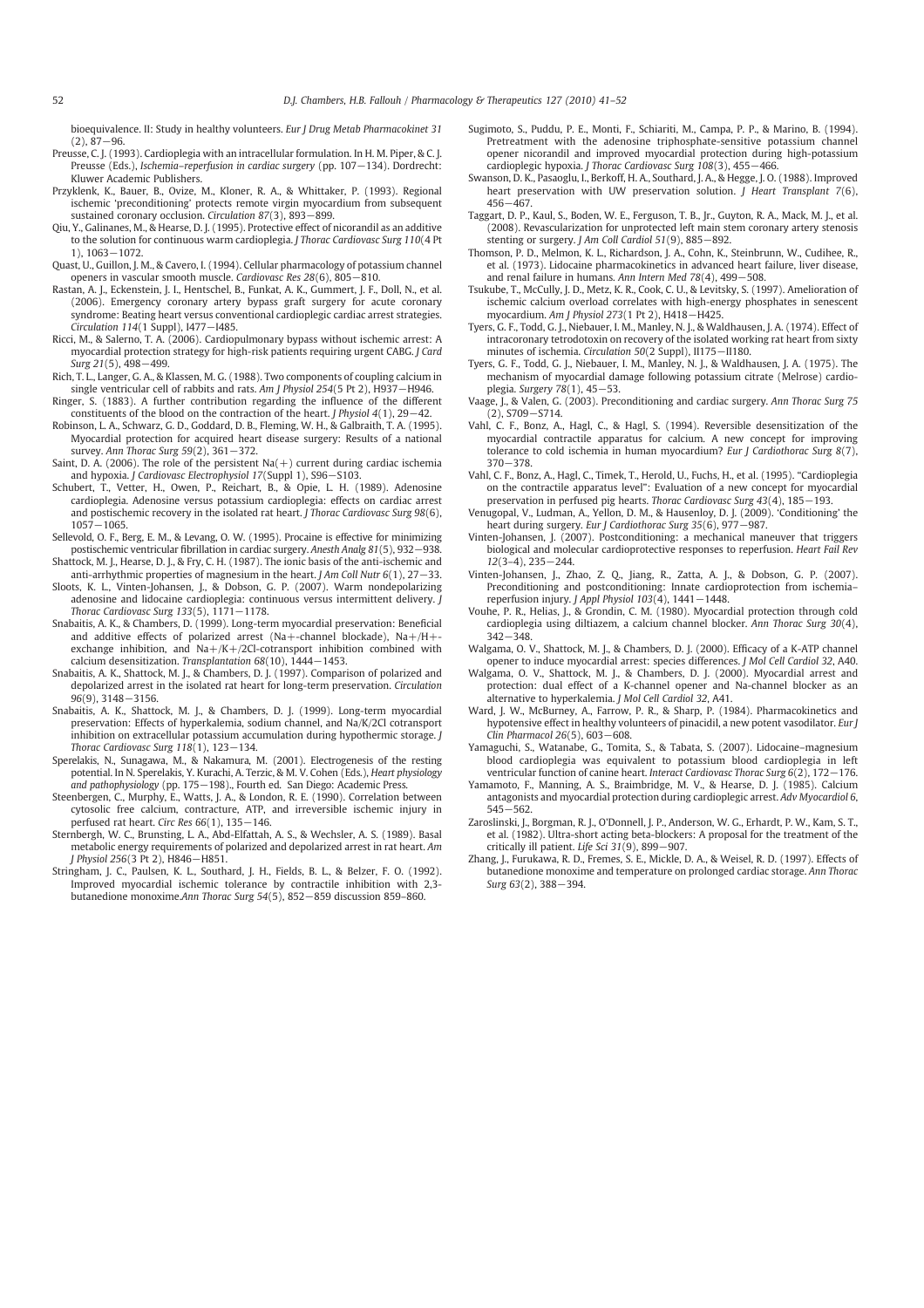bioequivalence. II: Study in healthy volunteers. *Eur J Drug Metab Pharmacokinet 31*(2), 87−96.

Preusse, C. J. (1993). Cardioplegia with an intracellular formulation. In H. M. Piper, & C. J. Preusse (Eds.), *Ischemia–reperfusion in cardiac surgery* (pp. 107−134). Dordrecht: Kluwer Academic Publishers.

Przyklenk, K., Bauer, B., Ovize, M., Kloner, R. A., & Whittaker, P. (1993). Regional ischemic 'preconditioning' protects remote virgin myocardium from subsequent sustained coronary occlusion. *Circulation 87*(3), 893−899.

Qiu, Y., Galinanes, M., & Hearse, D. J. (1995). Protective effect of nicorandil as an additive to the solution for continuous warm cardioplegia. *J Thorac Cardiovasc Surg 110*(4 Pt 1), 1063−1072.

Quast, U., Guillon, J. M., & Cavero, I. (1994). Cellular pharmacology of potassium channel openers in vascular smooth muscle. *Cardiovasc Res 28*(6), 805−810.

Rastan, A. J., Eckenstein, J. I., Hentschel, B., Funkat, A. K., Gummert, J. F., Doll, N., et al. (2006). Emergency coronary artery bypass graft surgery for acute coronary syndrome: Beating heart versus conventional cardioplegic cardiac arrest strategies. *Circulation 114*(1 Suppl), I477−I485.

Ricci, M., & Salerno, T. A. (2006). Cardiopulmonary bypass without ischemic arrest: A myocardial protection strategy for high-risk patients requiring urgent CABG. *J Card Surg 21*(5), 498−499.

Rich, T. L., Langer, G. A., & Klassen, M. G. (1988). Two components of coupling calcium in single ventricular cell of rabbits and rats. *Am J Physiol 254*(5 Pt 2), H937−H946.

Ringer, S. (1883). A further contribution regarding the influence of the different constituents of the blood on the contraction of the heart. *J Physiol 4*(1), 29−42.

Robinson, L. A., Schwarz, G. D., Goddard, D. B., Fleming, W. H., & Galbraith, T. A. (1995). Myocardial protection for acquired heart disease surgery: Results of a national survey. *Ann Thorac Surg 59*(2), 361−372.

Saint, D. A. (2006). The role of the persistent Na(+) current during cardiac ischemia and hypoxia. *J Cardiovasc Electrophysiol 17*(Suppl 1), S96−S103.

Schubert, T., Vetter, H., Owen, P., Reichart, B., & Opie, L. H. (1989). Adenosine cardioplegia. Adenosine versus potassium cardioplegia: effects on cardiac arrest and postischemic recovery in the isolated rat heart. *J Thorac Cardiovasc Surg 98*(6), 1057−1065.

Sellevold, O. F., Berg, E. M., & Levang, O. W. (1995). Procaine is effective for minimizing postischemic ventricular fibrillation in cardiac surgery. *Anesth Analg 81*(5), 932−938.

Shattock, M. J., Hearse, D. J., & Fry, C. H. (1987). The ionic basis of the anti-ischemic and anti-arrhythmic properties of magnesium in the heart. *J Am Coll Nutr 6*(1), 27−33.

Sloots, K. L., Vinten-Johansen, J., & Dobson, G. P. (2007). Warm nondepolarizing adenosine and lidocaine cardioplegia: continuous versus intermittent delivery. *J Thorac Cardiovasc Surg 133*(5), 1171−1178.

Snabaitis, A. K., & Chambers, D. J. (1999). Long-term myocardial preservation: Beneficial and additive effects of polarized arrest (Na+-channel blockade), Na+/H+-exchange inhibition, and Na+/K+/2Cl-cotransport inhibition combined with calcium desensitization. *Transplantation 68*(10), 1444−1453.

Snabaitis, A. K., Shattock, M. J., & Chambers, D. J. (1997). Comparison of polarized and depolarized arrest in the isolated rat heart for long-term preservation. *Circulation 96*(9), 3148−3156.

Snabaitis, A. K., Shattock, M. J., & Chambers, D. J. (1999). Long-term myocardial preservation: Effects of hyperkalemia, sodium channel, and Na/K/2Cl cotransport inhibition on extracellular potassium accumulation during hypothermic storage. *J Thorac Cardiovasc Surg 118*(1), 123−134.

Sperelakis, N., Sunagawa, M., & Nakamura, M. (2001). Electrogenesis of the resting potential. In N. Sperelakis, Y. Kurachi, A. Terzic, & M. V. Cohen (Eds.), *Heart physiology and pathophysiology* (pp. 175−198)., Fourth ed. San Diego: Academic Press.

Steenbergen, C., Murphy, E., Watts, J. A., & London, R. E. (1990). Correlation between cytosolic free calcium, contracture, ATP, and irreversible ischemic injury in perfused rat heart. *Circ Res 66*(1), 135−146.

Sternbergh, W. C., Brunsting, L. A., Abd-Elfattah, A. S., & Wechsler, A. S. (1989). Basal metabolic energy requirements of polarized and depolarized arrest in rat heart. *Am J Physiol 256*(3 Pt 2), H846−H851.

Stringham, J. C., Paulsen, K. L., Southard, J. H., Fields, B. L., & Belzer, F. O. (1992). Improved myocardial ischemic tolerance by contractile inhibition with 2,3-butanedione monoxime.*Ann Thorac Surg 54*(5), 852−859 discussion 859–860.

Sugimoto, S., Puddu, P. E., Monti, F., Schiariti, M., Campa, P. P., & Marino, B. (1994). Pretreatment with the adenosine triphosphate-sensitive potassium channel opener nicorandil and improved myocardial protection during high-potassium cardioplegic hypoxia. *J Thorac Cardiovasc Surg 108*(3), 455−466.

Swanson, D. K., Pasaoglu, I., Berkoff, H. A., Southard, J. A., & Hegge, J. O. (1988). Improved heart preservation with UW preservation solution. *J Heart Transplant 7*(6), 456−467.

Taggart, D. P., Kaul, S., Boden, W. E., Ferguson, T. B., Jr., Guyton, R. A., Mack, M. J., et al. (2008). Revascularization for unprotected left main stem coronary artery stenosis stenting or surgery. *J Am Coll Cardiol 51*(9), 885−892.

Thomson, P. D., Melmon, K. L., Richardson, J. A., Cohn, K., Steinbrunn, W., Cudihee, R., et al. (1973). Lidocaine pharmacokinetics in advanced heart failure, liver disease, and renal failure in humans. *Ann Intern Med 78*(4), 499−508.

Tsukube, T., McCully, J. D., Metz, K. R., Cook, C. U., & Levitsky, S. (1997). Amelioration of ischemic calcium overload correlates with high-energy phosphates in senescent myocardium. *Am J Physiol 273*(1 Pt 2), H418−H425.

Tyers, G. F., Todd, G. J., Niebauer, I. M., Manley, N. J., & Waldhausen, J. A. (1974). Effect of intracoronary tetrodotoxin on recovery of the isolated working rat heart from sixty minutes of ischemia. *Circulation 50*(2 Suppl), II175−II180.

Tyers, G. F., Todd, G. J., Niebauer, I. M., Manley, N. J., & Waldhausen, J. A. (1975). The mechanism of myocardial damage following potassium citrate (Melrose) cardioplegia. *Surgery 78*(1), 45−53.

Vaage, J., & Valen, G. (2003). Preconditioning and cardiac surgery. *Ann Thorac Surg 75*(2), S709−S714.

Vahl, C. F., Bonz, A., Hagl, C., & Hagl, S. (1994). Reversible desensitization of the myocardial contractile apparatus for calcium. A new concept for improving tolerance to cold ischemia in human myocardium? *Eur J Cardiothorac Surg 8*(7), 370−378.

Vahl, C. F., Bonz, A., Hagl, C., Timek, T., Herold, U., Fuchs, H., et al. (1995). "Cardioplegia on the contractile apparatus level": Evaluation of a new concept for myocardial preservation in perfused pig hearts. *Thorac Cardiovasc Surg 43*(4), 185−193.

Venugopal, V., Ludman, A., Yellon, D. M., & Hausenloy, D. J. (2009). 'Conditioning' the heart during surgery. *Eur J Cardiothorac Surg 35*(6), 977−987.

Vinten-Johansen, J. (2007). Postconditioning: a mechanical maneuver that triggers biological and molecular cardioprotective responses to reperfusion. *Heart Fail Rev 12*(3–4), 235−244.

Vinten-Johansen, J., Zhao, Z. Q., Jiang, R., Zatta, A. J., & Dobson, G. P. (2007). Preconditioning and postconditioning: Innate cardioprotection from ischemia–reperfusion injury. *J Appl Physiol 103*(4), 1441−1448.

Vouhe, P. R., Helias, J., & Grondin, C. M. (1980). Myocardial protection through cold cardioplegia using diltiazem, a calcium channel blocker. *Ann Thorac Surg 30*(4), 342−348.

Walgama, O. V., Shattock, M. J., & Chambers, D. J. (2000). Efficacy of a K-ATP channel opener to induce myocardial arrest: species differences. *J Mol Cell Cardiol 32*, A40.

Walgama, O. V., Shattock, M. J., & Chambers, D. J. (2000). Myocardial arrest and protection: dual effect of a K-channel opener and Na-channel blocker as an alternative to hyperkalemia. *J Mol Cell Cardiol 32*, A41.

Ward, J. W., McBurney, A., Farrow, P. R., & Sharp, P. (1984). Pharmacokinetics and hypotensive effect in healthy volunteers of pinacidil, a new potent vasodilator. *Eur J Clin Pharmacol 26*(5), 603−608.

Yamaguchi, S., Watanabe, G., Tomita, S., & Tabata, S. (2007). Lidocaine–magnesium blood cardioplegia was equivalent to potassium blood cardioplegia in left ventricular function of canine heart. *Interact Cardiovasc Thorac Surg 6*(2), 172−176.

Yamamoto, F., Manning, A. S., Braimbridge, M. V., & Hearse, D. J. (1985). Calcium antagonists and myocardial protection during cardioplegic arrest. *Adv Myocardiol 6*, 545−562.

Zaroslinski, J., Borgman, R. J., O'Donnell, J. P., Anderson, W. G., Erhardt, P. W., Kam, S. T., et al. (1982). Ultra-short acting beta-blockers: A proposal for the treatment of the critically ill patient. *Life Sci 31*(9), 899−907.

Zhang, J., Furukawa, R. D., Fremes, S. E., Mickle, D. A., & Weisel, R. D. (1997). Effects of butanedione monoxime and temperature on prolonged cardiac storage. *Ann Thorac Surg 63*(2), 388−394.